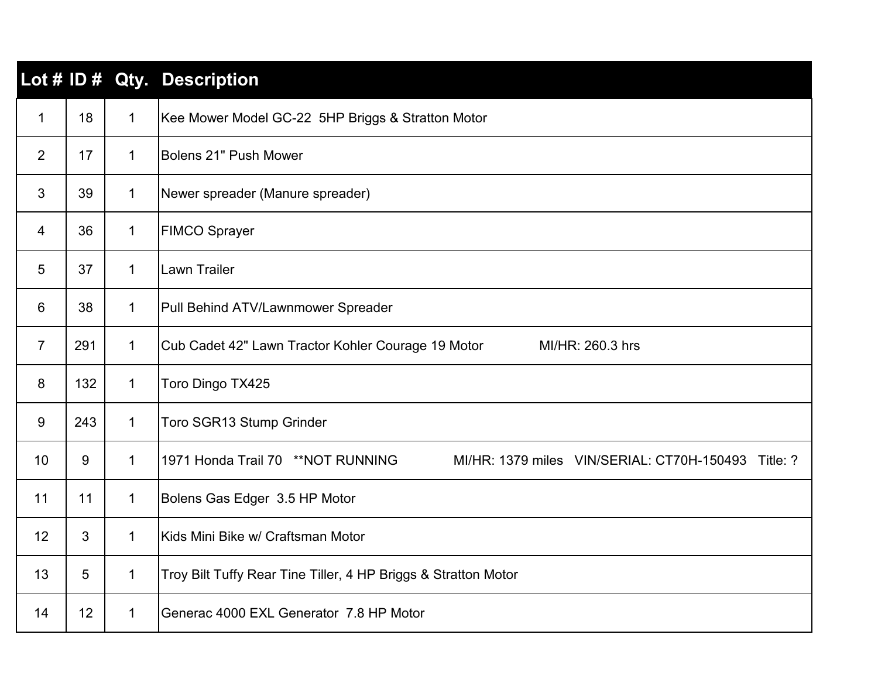| Lot # | ID # | Qty. | Description |
| --- | --- | --- | --- |
| 1 | 18 | 1 | Kee Mower Model GC-22 5HP Briggs & Stratton Motor |
| 2 | 17 | 1 | Bolens 21" Push Mower |
| 3 | 39 | 1 | Newer spreader (Manure spreader) |
| 4 | 36 | 1 | FIMCO Sprayer |
| 5 | 37 | 1 | Lawn Trailer |
| 6 | 38 | 1 | Pull Behind ATV/Lawnmower Spreader |
| 7 | 291 | 1 | Cub Cadet 42" Lawn Tractor Kohler Courage 19 Motor MI/HR: 260.3 hrs |
| 8 | 132 | 1 | Toro Dingo TX425 |
| 9 | 243 | 1 | Toro SGR13 Stump Grinder |
| 10 | 9 | 1 | 1971 Honda Trail 70 **NOT RUNNING MI/HR: 1379 miles VIN/SERIAL: CT70H-150493 Title: ? |
| 11 | 11 | 1 | Bolens Gas Edger 3.5 HP Motor |
| 12 | 3 | 1 | Kids Mini Bike w/ Craftsman Motor |
| 13 | 5 | 1 | Troy Bilt Tuffy Rear Tine Tiller, 4 HP Briggs & Stratton Motor |
| 14 | 12 | 1 | Generac 4000 EXL Generator 7.8 HP Motor |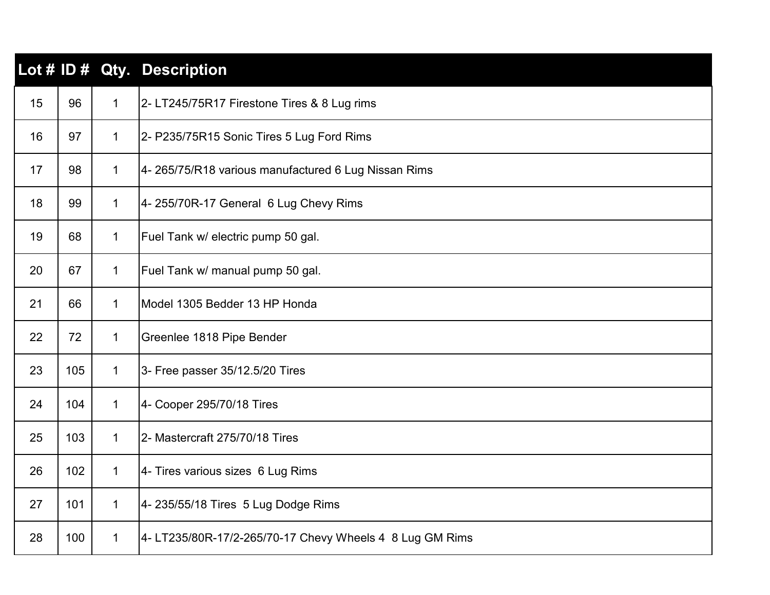| Lot # | ID # | Qty. | Description |
|---|---|---|---|
| 15 | 96 | 1 | 2- LT245/75R17 Firestone Tires & 8 Lug rims |
| 16 | 97 | 1 | 2- P235/75R15 Sonic Tires 5 Lug Ford Rims |
| 17 | 98 | 1 | 4- 265/75/R18 various manufactured 6 Lug Nissan Rims |
| 18 | 99 | 1 | 4- 255/70R-17 General 6 Lug Chevy Rims |
| 19 | 68 | 1 | Fuel Tank w/ electric pump 50 gal. |
| 20 | 67 | 1 | Fuel Tank w/ manual pump 50 gal. |
| 21 | 66 | 1 | Model 1305 Bedder 13 HP Honda |
| 22 | 72 | 1 | Greenlee 1818 Pipe Bender |
| 23 | 105 | 1 | 3- Free passer 35/12.5/20 Tires |
| 24 | 104 | 1 | 4- Cooper 295/70/18 Tires |
| 25 | 103 | 1 | 2- Mastercraft 275/70/18 Tires |
| 26 | 102 | 1 | 4- Tires various sizes 6 Lug Rims |
| 27 | 101 | 1 | 4- 235/55/18 Tires 5 Lug Dodge Rims |
| 28 | 100 | 1 | 4- LT235/80R-17/2-265/70-17 Chevy Wheels 4 8 Lug GM Rims |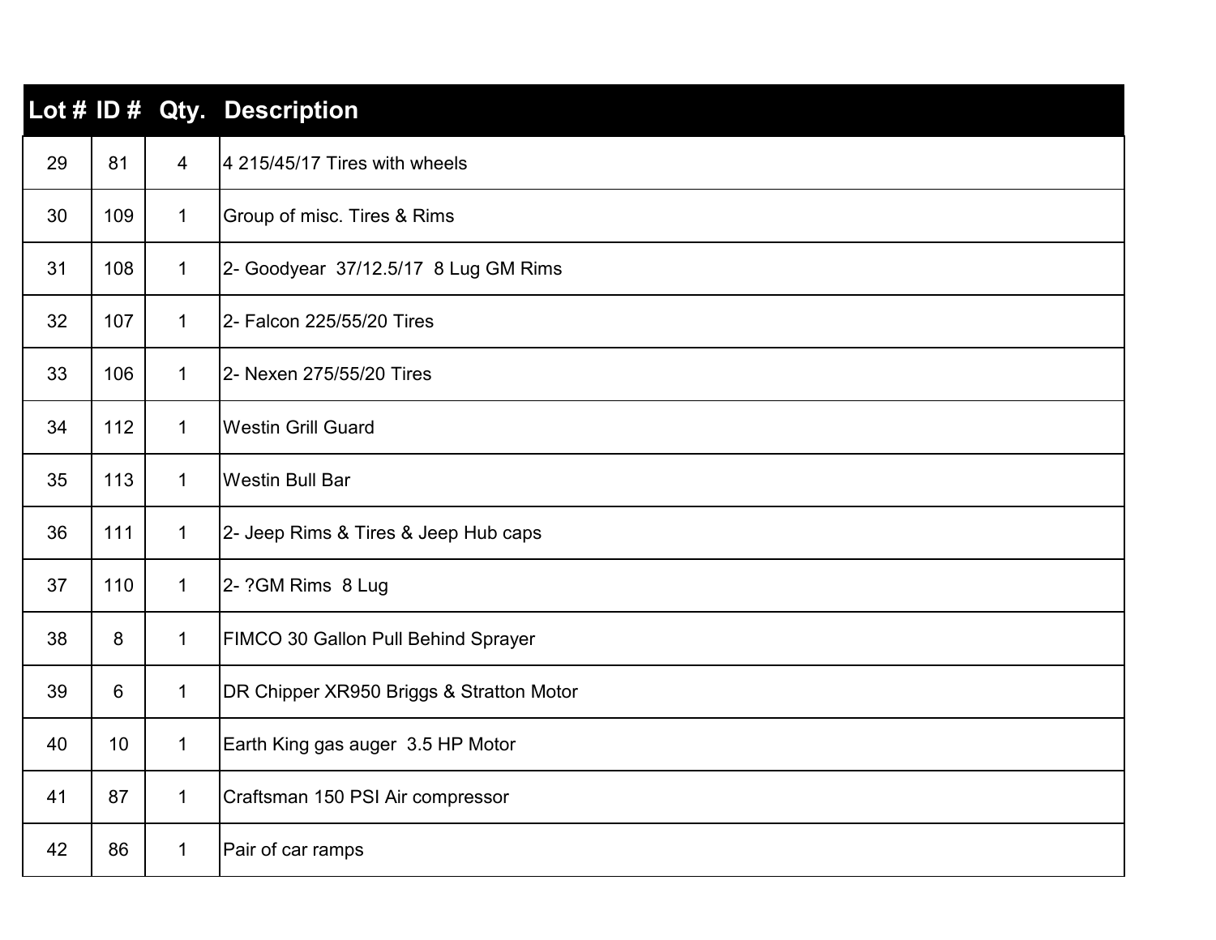| Lot # | ID # | Qty. | Description |
|---|---|---|---|
| 29 | 81 | 4 | 4 215/45/17 Tires with wheels |
| 30 | 109 | 1 | Group of misc. Tires & Rims |
| 31 | 108 | 1 | 2- Goodyear  37/12.5/17  8 Lug GM Rims |
| 32 | 107 | 1 | 2- Falcon 225/55/20 Tires |
| 33 | 106 | 1 | 2- Nexen 275/55/20 Tires |
| 34 | 112 | 1 | Westin Grill Guard |
| 35 | 113 | 1 | Westin Bull Bar |
| 36 | 111 | 1 | 2- Jeep Rims & Tires & Jeep Hub caps |
| 37 | 110 | 1 | 2- ?GM Rims  8 Lug |
| 38 | 8 | 1 | FIMCO 30 Gallon Pull Behind Sprayer |
| 39 | 6 | 1 | DR Chipper XR950 Briggs & Stratton Motor |
| 40 | 10 | 1 | Earth King gas auger  3.5 HP Motor |
| 41 | 87 | 1 | Craftsman 150 PSI Air compressor |
| 42 | 86 | 1 | Pair of car ramps |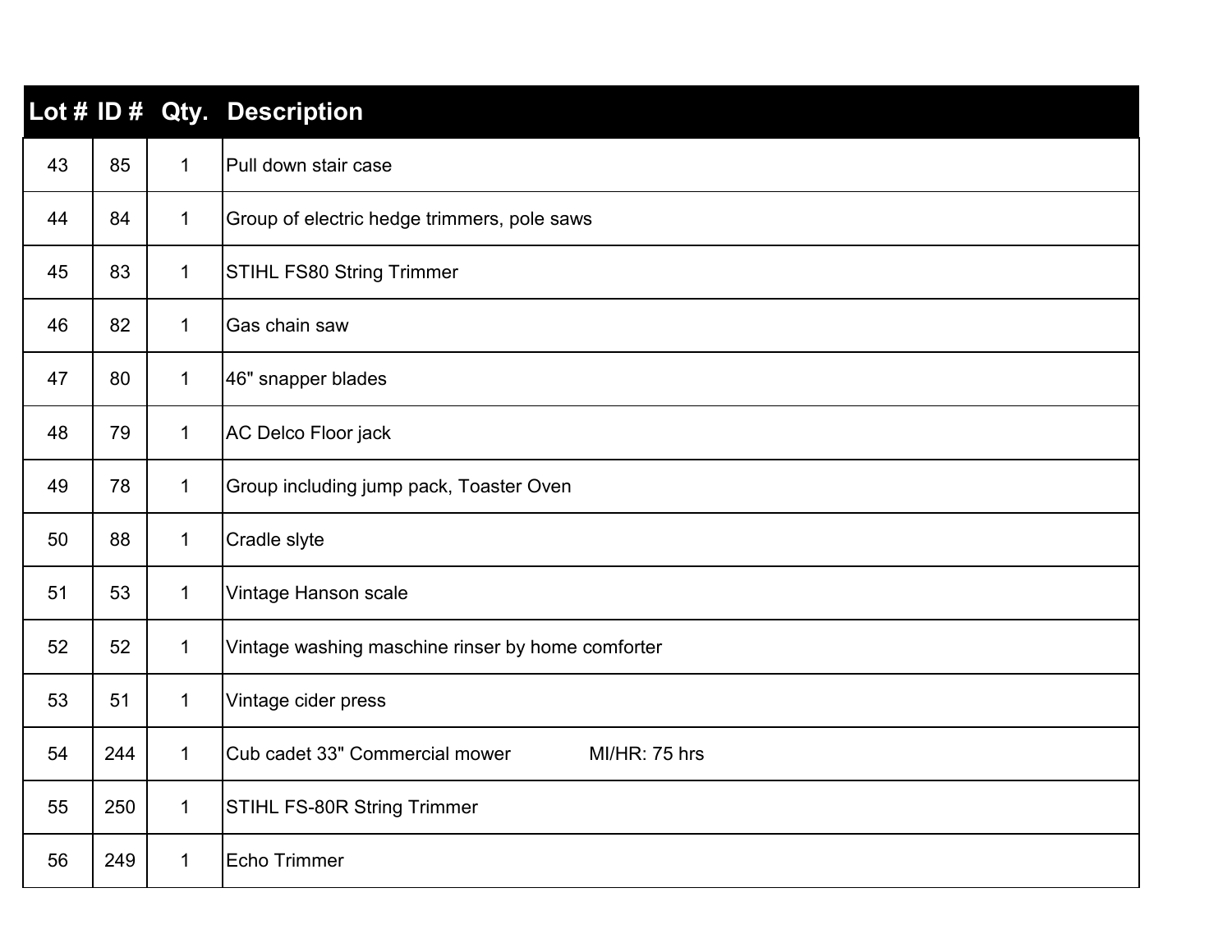| Lot # | ID # | Qty. | Description |
|---|---|---|---|
| 43 | 85 | 1 | Pull down stair case |
| 44 | 84 | 1 | Group of electric hedge trimmers, pole saws |
| 45 | 83 | 1 | STIHL FS80 String Trimmer |
| 46 | 82 | 1 | Gas chain saw |
| 47 | 80 | 1 | 46" snapper blades |
| 48 | 79 | 1 | AC Delco Floor jack |
| 49 | 78 | 1 | Group including jump pack, Toaster Oven |
| 50 | 88 | 1 | Cradle slyte |
| 51 | 53 | 1 | Vintage Hanson scale |
| 52 | 52 | 1 | Vintage washing maschine rinser by home comforter |
| 53 | 51 | 1 | Vintage cider press |
| 54 | 244 | 1 | Cub cadet 33" Commercial mower MI/HR: 75 hrs |
| 55 | 250 | 1 | STIHL FS-80R String Trimmer |
| 56 | 249 | 1 | Echo Trimmer |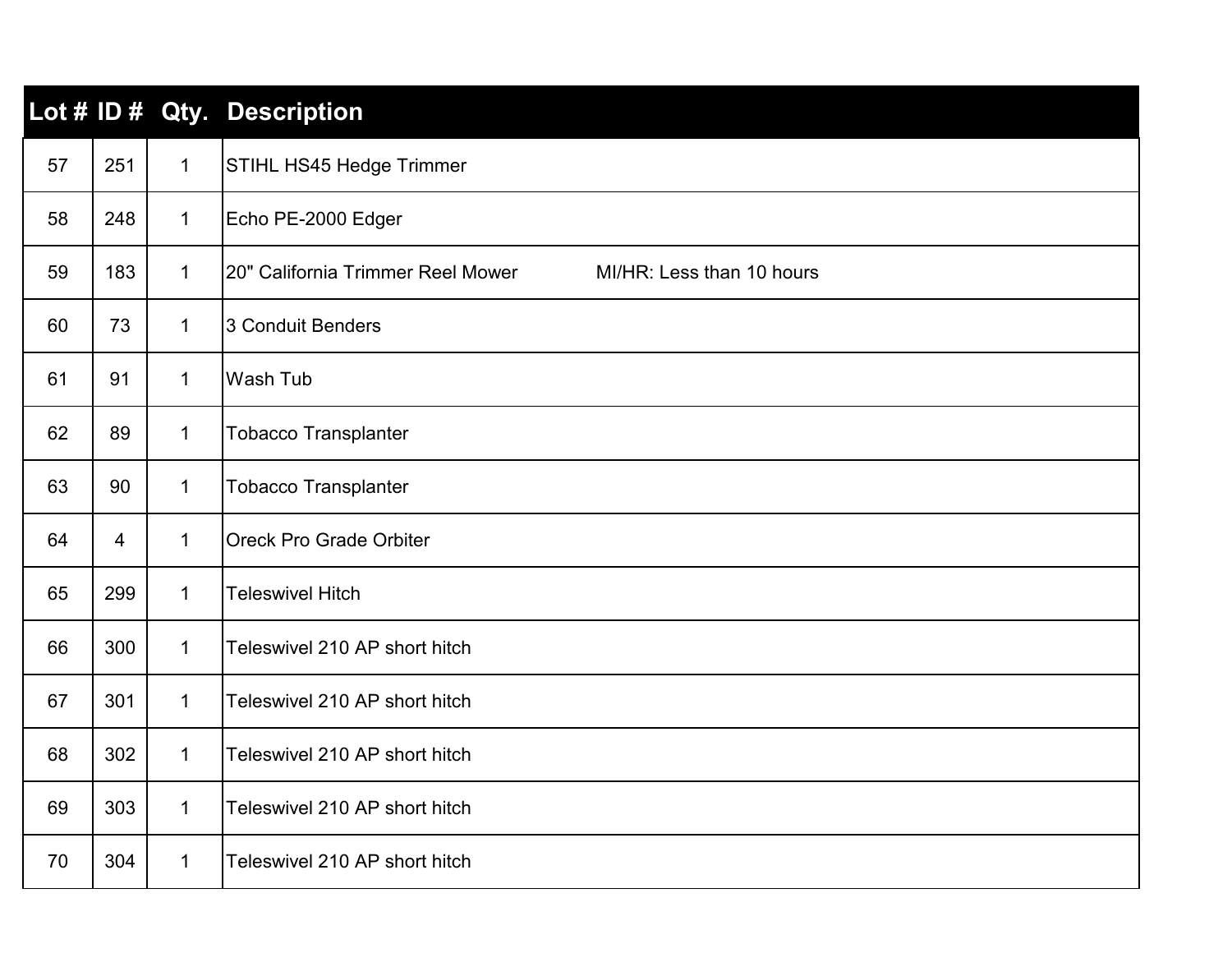| Lot # | ID # | Qty. | Description |
|---|---|---|---|
| 57 | 251 | 1 | STIHL HS45 Hedge Trimmer |
| 58 | 248 | 1 | Echo PE-2000 Edger |
| 59 | 183 | 1 | 20" California Trimmer Reel Mower MI/HR: Less than 10 hours |
| 60 | 73 | 1 | 3 Conduit Benders |
| 61 | 91 | 1 | Wash Tub |
| 62 | 89 | 1 | Tobacco Transplanter |
| 63 | 90 | 1 | Tobacco Transplanter |
| 64 | 4 | 1 | Oreck Pro Grade Orbiter |
| 65 | 299 | 1 | Teleswivel Hitch |
| 66 | 300 | 1 | Teleswivel 210 AP short hitch |
| 67 | 301 | 1 | Teleswivel 210 AP short hitch |
| 68 | 302 | 1 | Teleswivel 210 AP short hitch |
| 69 | 303 | 1 | Teleswivel 210 AP short hitch |
| 70 | 304 | 1 | Teleswivel 210 AP short hitch |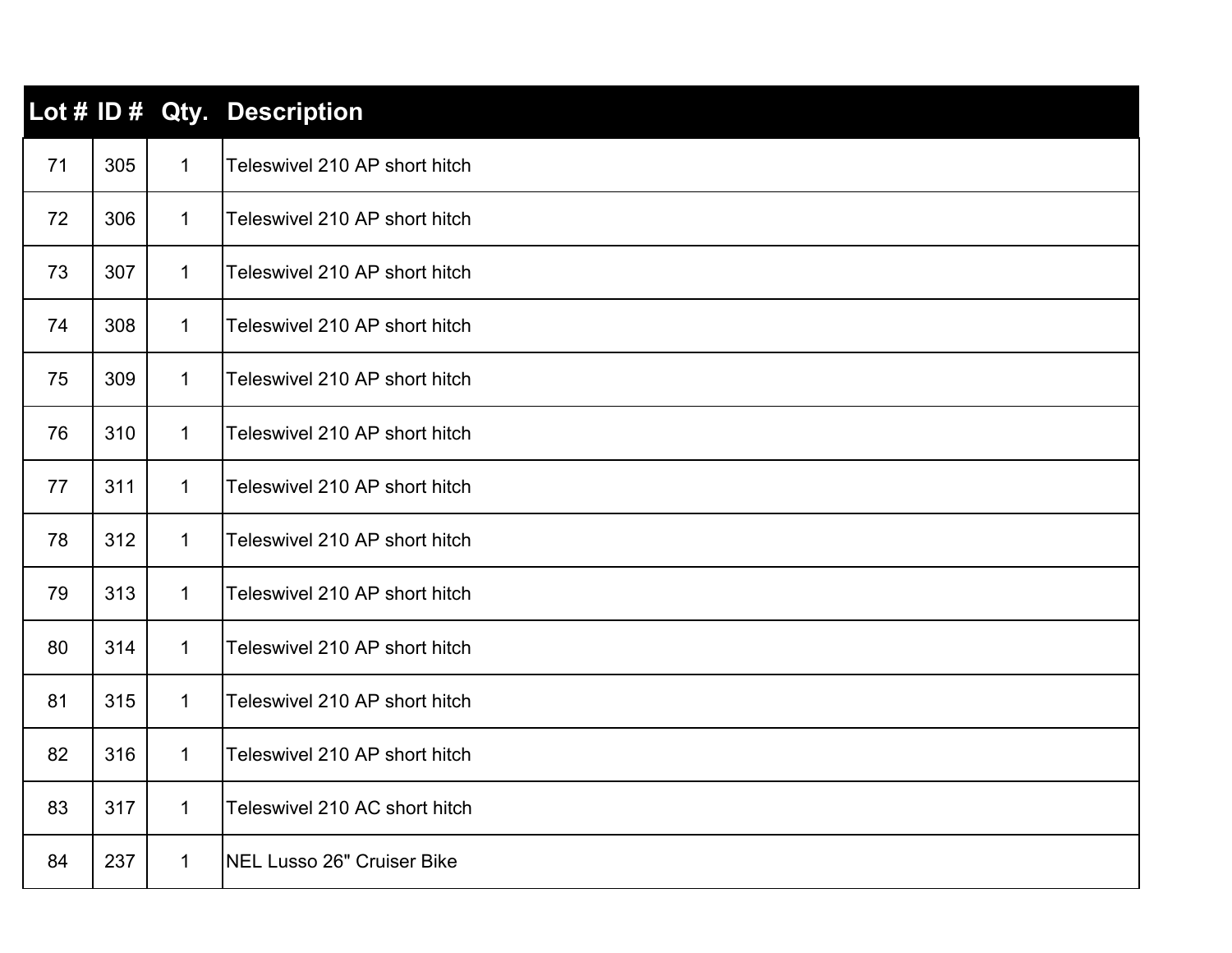| Lot # | ID # | Qty. | Description |
|---|---|---|---|
| 71 | 305 | 1 | Teleswivel 210 AP short hitch |
| 72 | 306 | 1 | Teleswivel 210 AP short hitch |
| 73 | 307 | 1 | Teleswivel 210 AP short hitch |
| 74 | 308 | 1 | Teleswivel 210 AP short hitch |
| 75 | 309 | 1 | Teleswivel 210 AP short hitch |
| 76 | 310 | 1 | Teleswivel 210 AP short hitch |
| 77 | 311 | 1 | Teleswivel 210 AP short hitch |
| 78 | 312 | 1 | Teleswivel 210 AP short hitch |
| 79 | 313 | 1 | Teleswivel 210 AP short hitch |
| 80 | 314 | 1 | Teleswivel 210 AP short hitch |
| 81 | 315 | 1 | Teleswivel 210 AP short hitch |
| 82 | 316 | 1 | Teleswivel 210 AP short hitch |
| 83 | 317 | 1 | Teleswivel 210 AC short hitch |
| 84 | 237 | 1 | NEL Lusso 26" Cruiser Bike |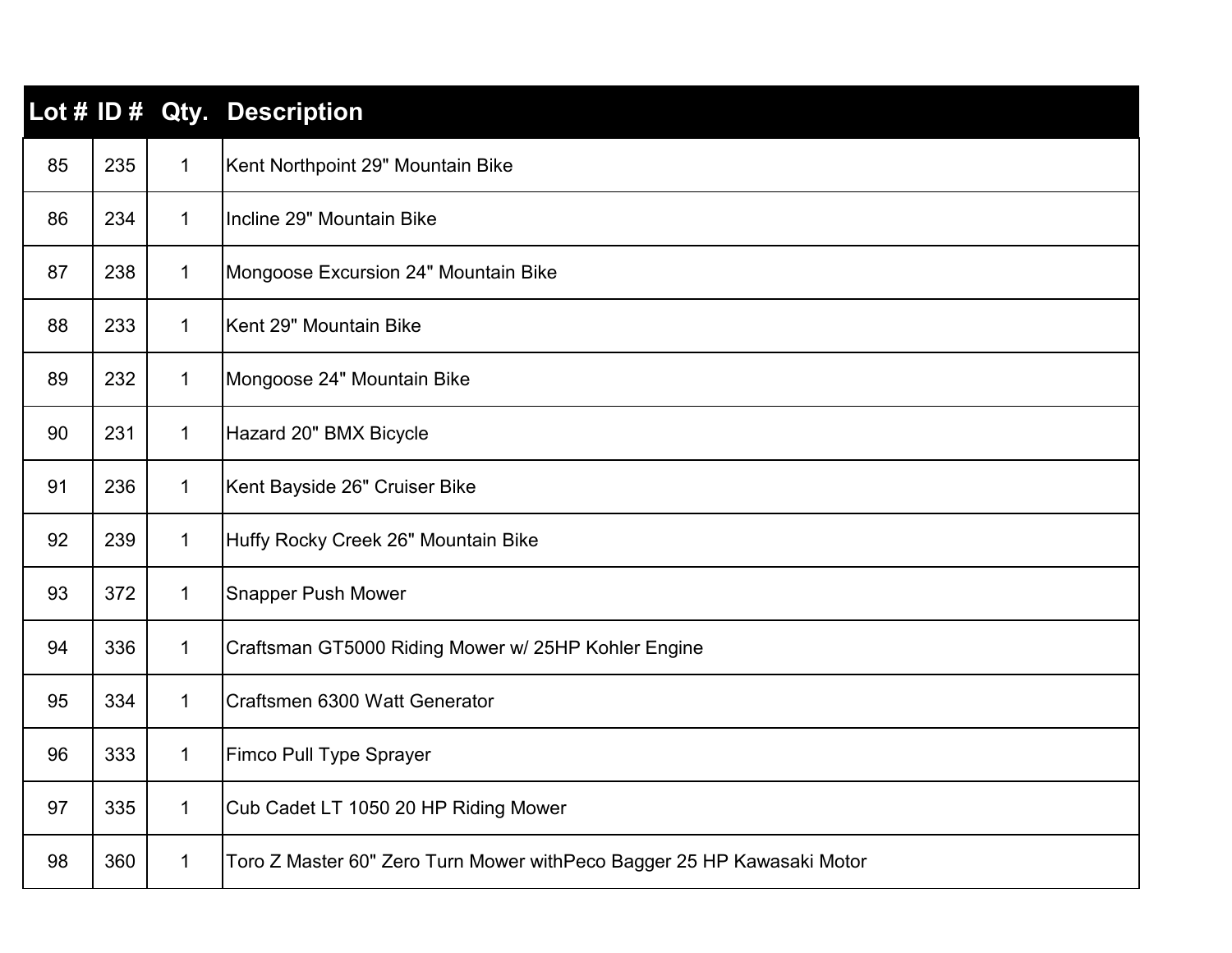| Lot # | ID # | Qty. | Description |
|---|---|---|---|
| 85 | 235 | 1 | Kent Northpoint 29" Mountain Bike |
| 86 | 234 | 1 | Incline 29" Mountain Bike |
| 87 | 238 | 1 | Mongoose Excursion 24" Mountain Bike |
| 88 | 233 | 1 | Kent 29" Mountain Bike |
| 89 | 232 | 1 | Mongoose 24" Mountain Bike |
| 90 | 231 | 1 | Hazard 20" BMX Bicycle |
| 91 | 236 | 1 | Kent Bayside 26" Cruiser Bike |
| 92 | 239 | 1 | Huffy Rocky Creek 26" Mountain Bike |
| 93 | 372 | 1 | Snapper Push Mower |
| 94 | 336 | 1 | Craftsman GT5000 Riding Mower w/ 25HP Kohler Engine |
| 95 | 334 | 1 | Craftsmen 6300 Watt Generator |
| 96 | 333 | 1 | Fimco Pull Type Sprayer |
| 97 | 335 | 1 | Cub Cadet LT 1050 20 HP Riding Mower |
| 98 | 360 | 1 | Toro Z Master 60" Zero Turn Mower withPeco Bagger 25 HP Kawasaki Motor |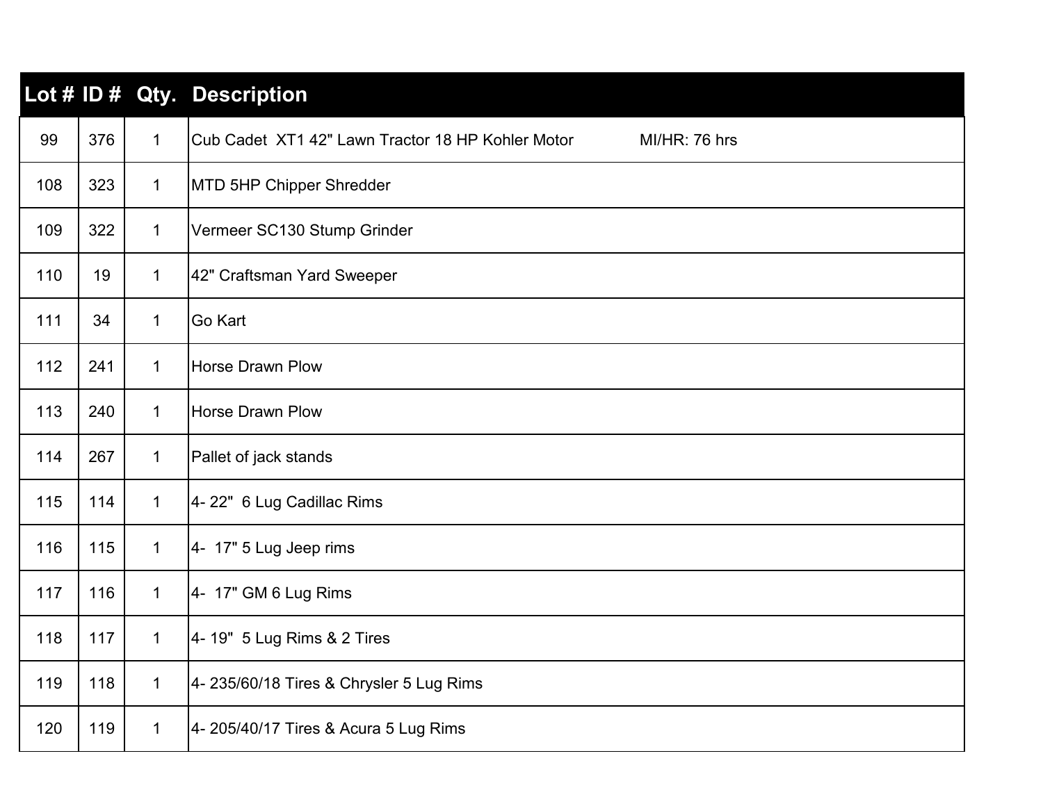| Lot # | ID # | Qty. | Description |
|---|---|---|---|
| 99 | 376 | 1 | Cub Cadet XT1 42" Lawn Tractor 18 HP Kohler Motor MI/HR: 76 hrs |
| 108 | 323 | 1 | MTD 5HP Chipper Shredder |
| 109 | 322 | 1 | Vermeer SC130 Stump Grinder |
| 110 | 19 | 1 | 42" Craftsman Yard Sweeper |
| 111 | 34 | 1 | Go Kart |
| 112 | 241 | 1 | Horse Drawn Plow |
| 113 | 240 | 1 | Horse Drawn Plow |
| 114 | 267 | 1 | Pallet of jack stands |
| 115 | 114 | 1 | 4- 22" 6 Lug Cadillac Rims |
| 116 | 115 | 1 | 4- 17" 5 Lug Jeep rims |
| 117 | 116 | 1 | 4- 17" GM 6 Lug Rims |
| 118 | 117 | 1 | 4- 19" 5 Lug Rims & 2 Tires |
| 119 | 118 | 1 | 4- 235/60/18 Tires & Chrysler 5 Lug Rims |
| 120 | 119 | 1 | 4- 205/40/17 Tires & Acura 5 Lug Rims |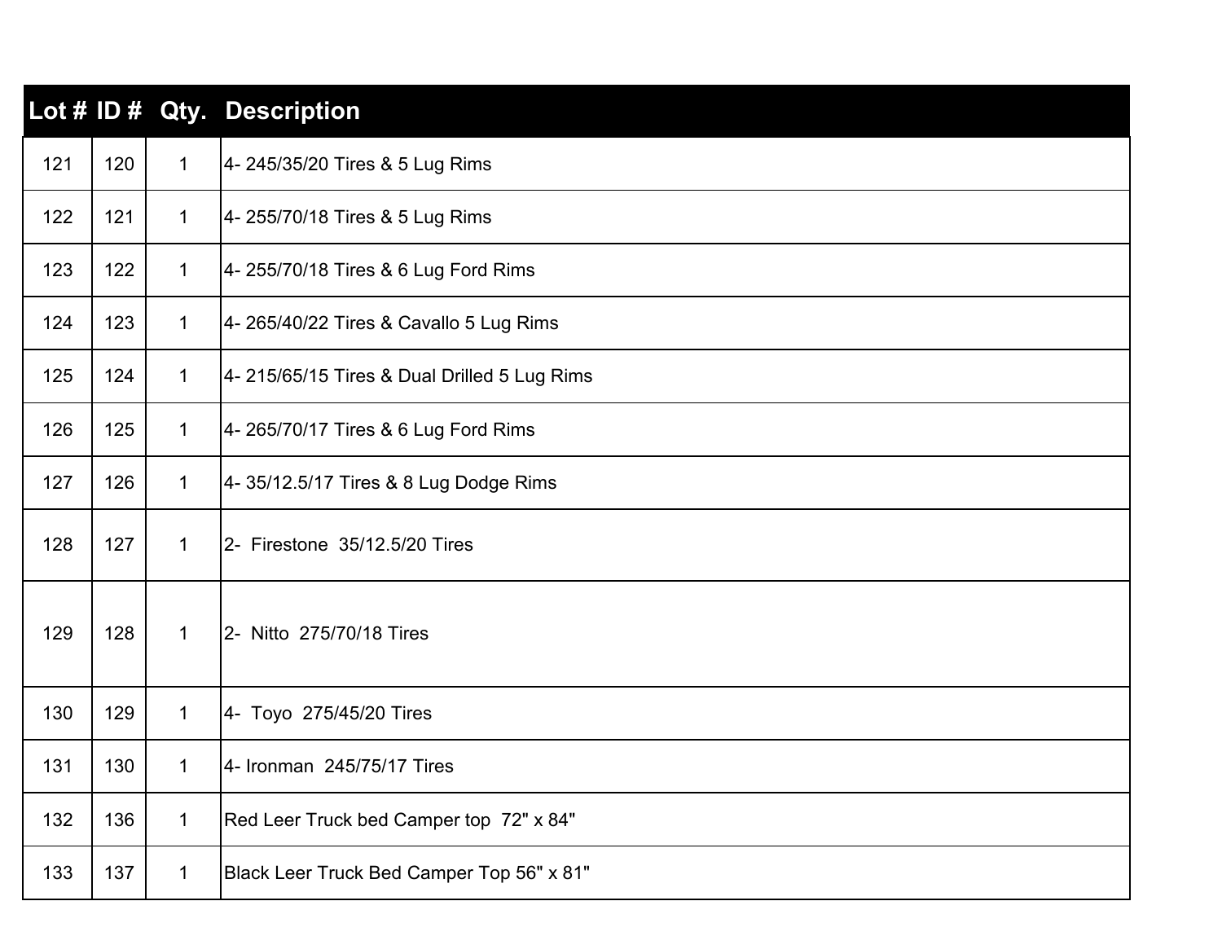| Lot # | ID # | Qty. | Description |
| --- | --- | --- | --- |
| 121 | 120 | 1 | 4- 245/35/20 Tires & 5 Lug Rims |
| 122 | 121 | 1 | 4- 255/70/18 Tires & 5 Lug Rims |
| 123 | 122 | 1 | 4- 255/70/18 Tires & 6 Lug Ford Rims |
| 124 | 123 | 1 | 4- 265/40/22 Tires & Cavallo 5 Lug Rims |
| 125 | 124 | 1 | 4- 215/65/15 Tires & Dual Drilled 5 Lug Rims |
| 126 | 125 | 1 | 4- 265/70/17 Tires & 6 Lug Ford Rims |
| 127 | 126 | 1 | 4- 35/12.5/17 Tires & 8 Lug Dodge Rims |
| 128 | 127 | 1 | 2- Firestone 35/12.5/20 Tires |
| 129 | 128 | 1 | 2- Nitto 275/70/18 Tires |
| 130 | 129 | 1 | 4- Toyo 275/45/20 Tires |
| 131 | 130 | 1 | 4- Ironman 245/75/17 Tires |
| 132 | 136 | 1 | Red Leer Truck bed Camper top 72" x 84" |
| 133 | 137 | 1 | Black Leer Truck Bed Camper Top 56" x 81" |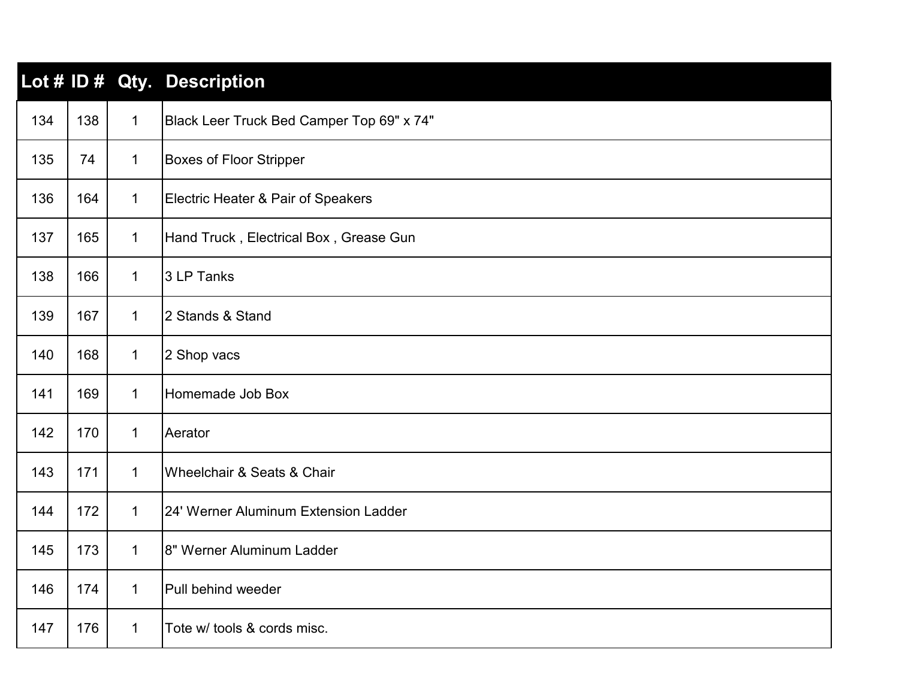| Lot # | ID # | Qty. | Description |
|---|---|---|---|
| 134 | 138 | 1 | Black Leer Truck Bed Camper Top 69" x 74" |
| 135 | 74 | 1 | Boxes of Floor Stripper |
| 136 | 164 | 1 | Electric Heater & Pair of Speakers |
| 137 | 165 | 1 | Hand Truck , Electrical Box , Grease Gun |
| 138 | 166 | 1 | 3 LP Tanks |
| 139 | 167 | 1 | 2 Stands & Stand |
| 140 | 168 | 1 | 2 Shop vacs |
| 141 | 169 | 1 | Homemade Job Box |
| 142 | 170 | 1 | Aerator |
| 143 | 171 | 1 | Wheelchair & Seats & Chair |
| 144 | 172 | 1 | 24' Werner Aluminum Extension Ladder |
| 145 | 173 | 1 | 8" Werner Aluminum Ladder |
| 146 | 174 | 1 | Pull behind weeder |
| 147 | 176 | 1 | Tote w/ tools & cords misc. |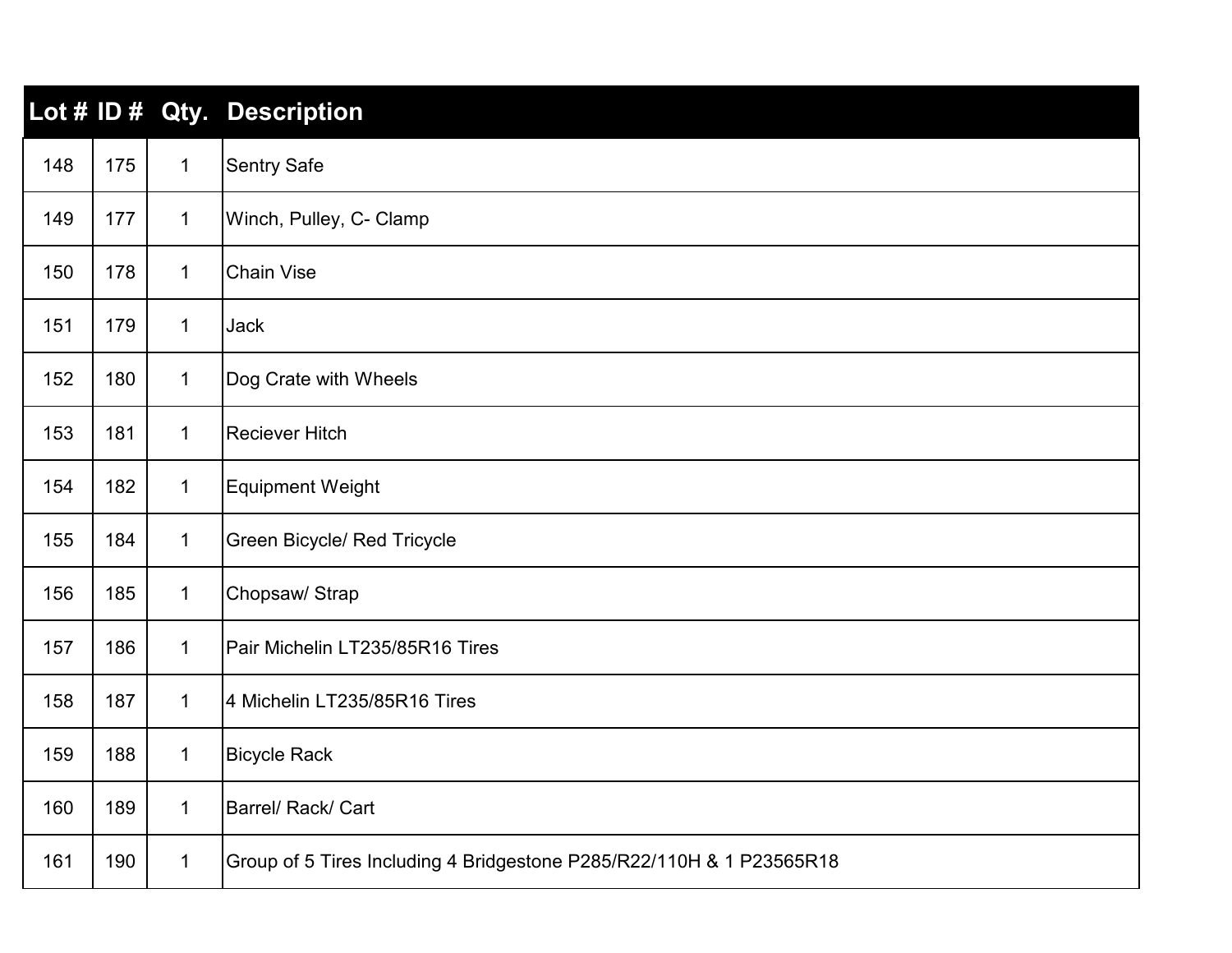| Lot # | ID # | Qty. | Description |
|---|---|---|---|
| 148 | 175 | 1 | Sentry Safe |
| 149 | 177 | 1 | Winch, Pulley, C- Clamp |
| 150 | 178 | 1 | Chain Vise |
| 151 | 179 | 1 | Jack |
| 152 | 180 | 1 | Dog Crate with Wheels |
| 153 | 181 | 1 | Reciever Hitch |
| 154 | 182 | 1 | Equipment Weight |
| 155 | 184 | 1 | Green Bicycle/ Red Tricycle |
| 156 | 185 | 1 | Chopsaw/ Strap |
| 157 | 186 | 1 | Pair Michelin LT235/85R16 Tires |
| 158 | 187 | 1 | 4 Michelin LT235/85R16 Tires |
| 159 | 188 | 1 | Bicycle Rack |
| 160 | 189 | 1 | Barrel/ Rack/ Cart |
| 161 | 190 | 1 | Group of 5 Tires Including 4 Bridgestone P285/R22/110H & 1 P23565R18 |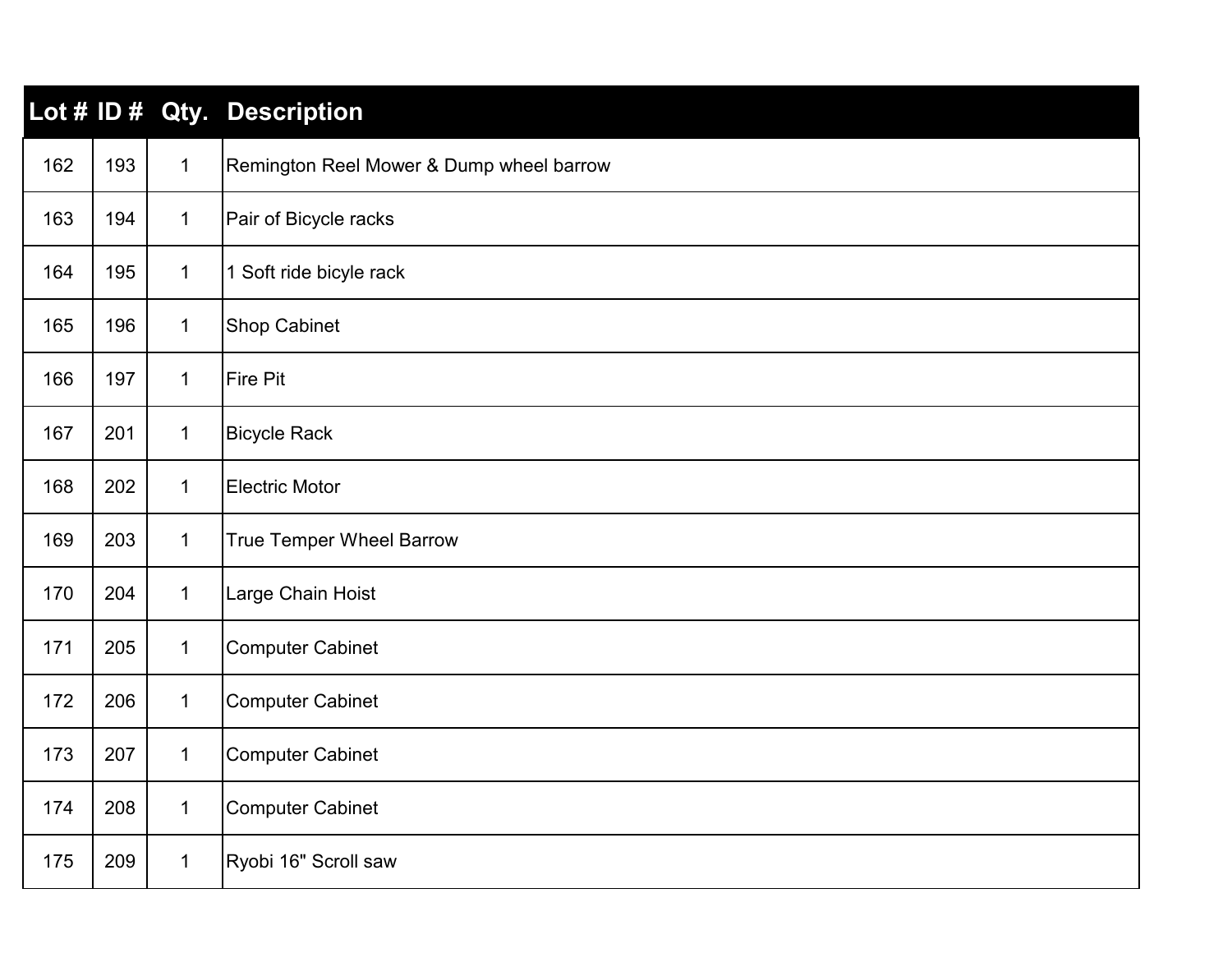| Lot # | ID # | Qty. | Description |
|---|---|---|---|
| 162 | 193 | 1 | Remington Reel Mower & Dump wheel barrow |
| 163 | 194 | 1 | Pair of Bicycle racks |
| 164 | 195 | 1 | 1 Soft ride bicyle rack |
| 165 | 196 | 1 | Shop Cabinet |
| 166 | 197 | 1 | Fire Pit |
| 167 | 201 | 1 | Bicycle Rack |
| 168 | 202 | 1 | Electric Motor |
| 169 | 203 | 1 | True Temper Wheel Barrow |
| 170 | 204 | 1 | Large Chain Hoist |
| 171 | 205 | 1 | Computer Cabinet |
| 172 | 206 | 1 | Computer Cabinet |
| 173 | 207 | 1 | Computer Cabinet |
| 174 | 208 | 1 | Computer Cabinet |
| 175 | 209 | 1 | Ryobi 16" Scroll saw |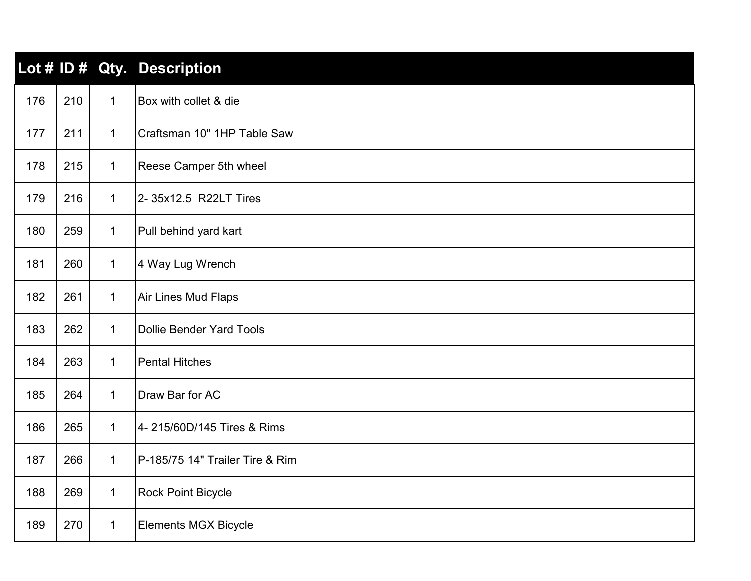| Lot # | ID # | Qty. | Description |
|---|---|---|---|
| 176 | 210 | 1 | Box with collet & die |
| 177 | 211 | 1 | Craftsman 10" 1HP Table Saw |
| 178 | 215 | 1 | Reese Camper 5th wheel |
| 179 | 216 | 1 | 2- 35x12.5  R22LT Tires |
| 180 | 259 | 1 | Pull behind yard kart |
| 181 | 260 | 1 | 4 Way Lug Wrench |
| 182 | 261 | 1 | Air Lines Mud Flaps |
| 183 | 262 | 1 | Dollie Bender Yard Tools |
| 184 | 263 | 1 | Pental Hitches |
| 185 | 264 | 1 | Draw Bar for AC |
| 186 | 265 | 1 | 4- 215/60D/145 Tires & Rims |
| 187 | 266 | 1 | P-185/75 14" Trailer Tire & Rim |
| 188 | 269 | 1 | Rock Point Bicycle |
| 189 | 270 | 1 | Elements MGX Bicycle |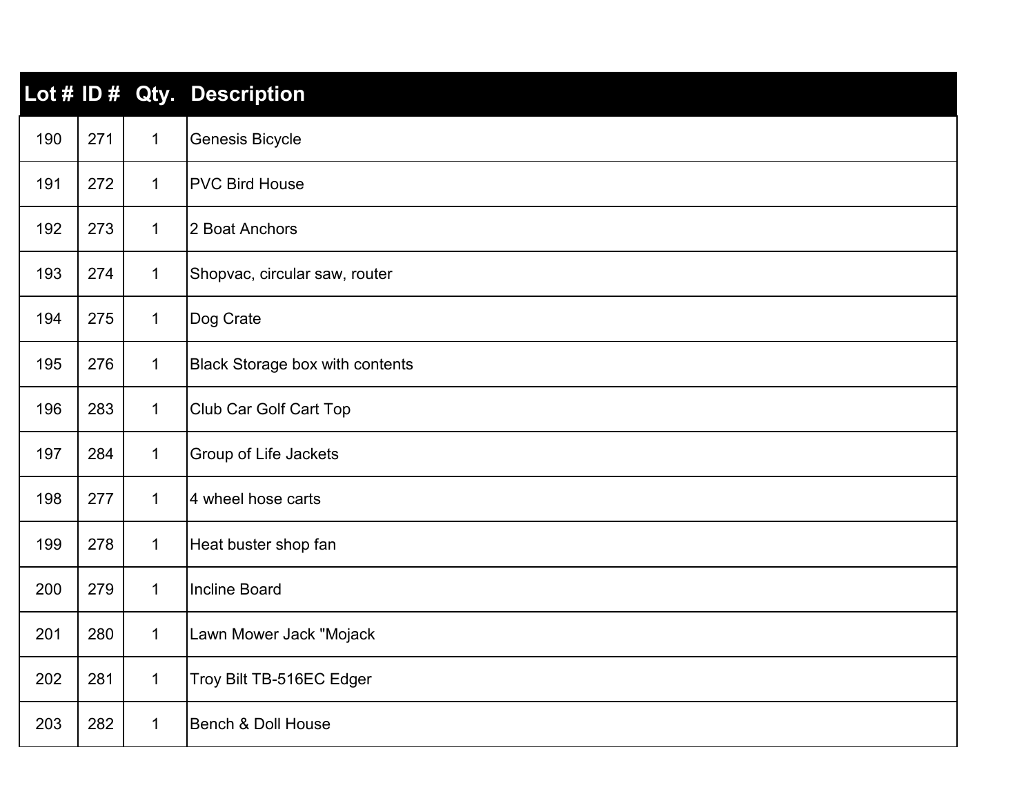| Lot # | ID # | Qty. | Description |
|---|---|---|---|
| 190 | 271 | 1 | Genesis Bicycle |
| 191 | 272 | 1 | PVC Bird House |
| 192 | 273 | 1 | 2 Boat Anchors |
| 193 | 274 | 1 | Shopvac, circular saw, router |
| 194 | 275 | 1 | Dog Crate |
| 195 | 276 | 1 | Black Storage box with contents |
| 196 | 283 | 1 | Club Car Golf Cart Top |
| 197 | 284 | 1 | Group of Life Jackets |
| 198 | 277 | 1 | 4 wheel hose carts |
| 199 | 278 | 1 | Heat buster shop fan |
| 200 | 279 | 1 | Incline Board |
| 201 | 280 | 1 | Lawn Mower Jack "Mojack |
| 202 | 281 | 1 | Troy Bilt TB-516EC Edger |
| 203 | 282 | 1 | Bench & Doll House |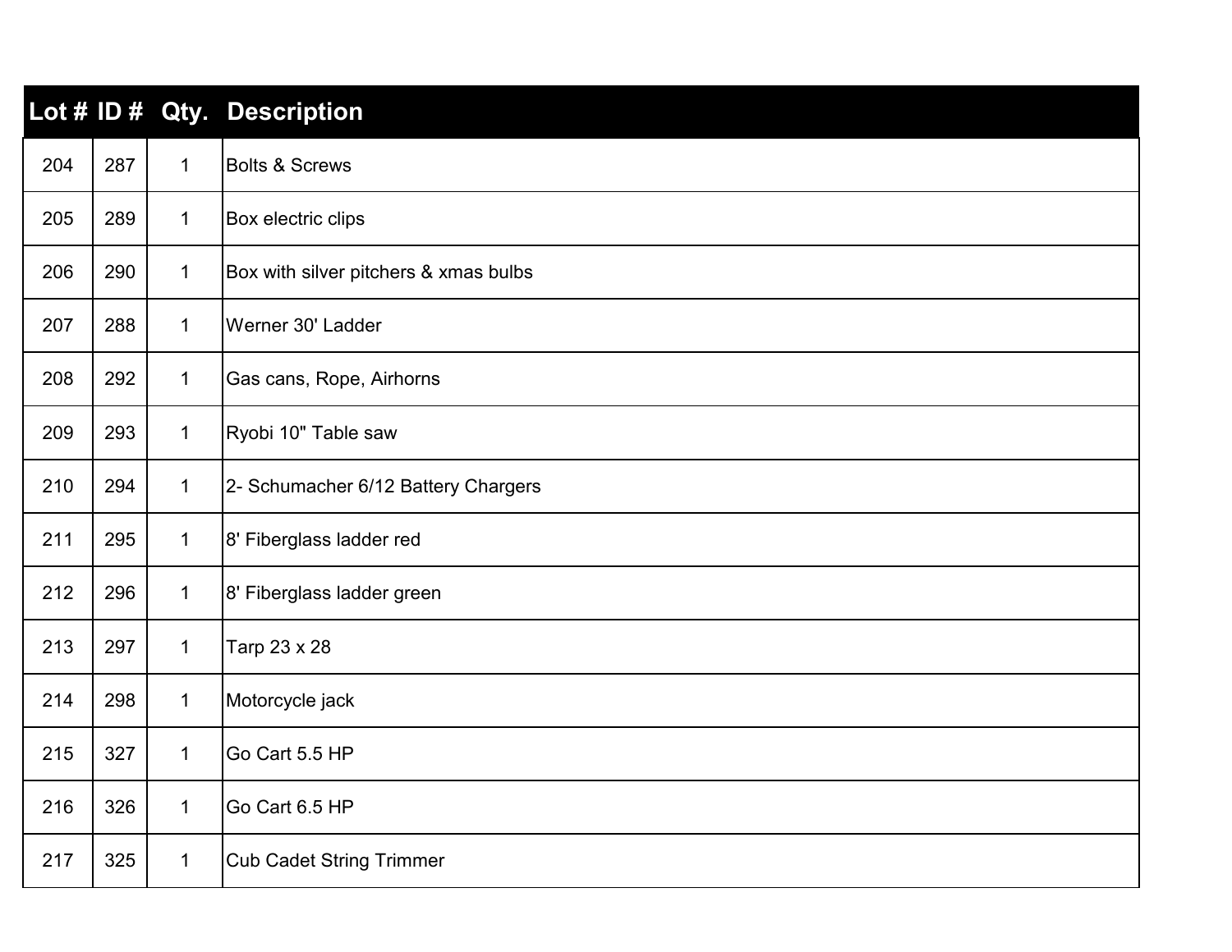| Lot # | ID # | Qty. | Description |
|---|---|---|---|
| 204 | 287 | 1 | Bolts & Screws |
| 205 | 289 | 1 | Box electric clips |
| 206 | 290 | 1 | Box with silver pitchers & xmas bulbs |
| 207 | 288 | 1 | Werner 30' Ladder |
| 208 | 292 | 1 | Gas cans, Rope, Airhorns |
| 209 | 293 | 1 | Ryobi 10" Table saw |
| 210 | 294 | 1 | 2- Schumacher 6/12 Battery Chargers |
| 211 | 295 | 1 | 8' Fiberglass ladder red |
| 212 | 296 | 1 | 8' Fiberglass ladder green |
| 213 | 297 | 1 | Tarp 23 x 28 |
| 214 | 298 | 1 | Motorcycle jack |
| 215 | 327 | 1 | Go Cart 5.5 HP |
| 216 | 326 | 1 | Go Cart 6.5 HP |
| 217 | 325 | 1 | Cub Cadet String Trimmer |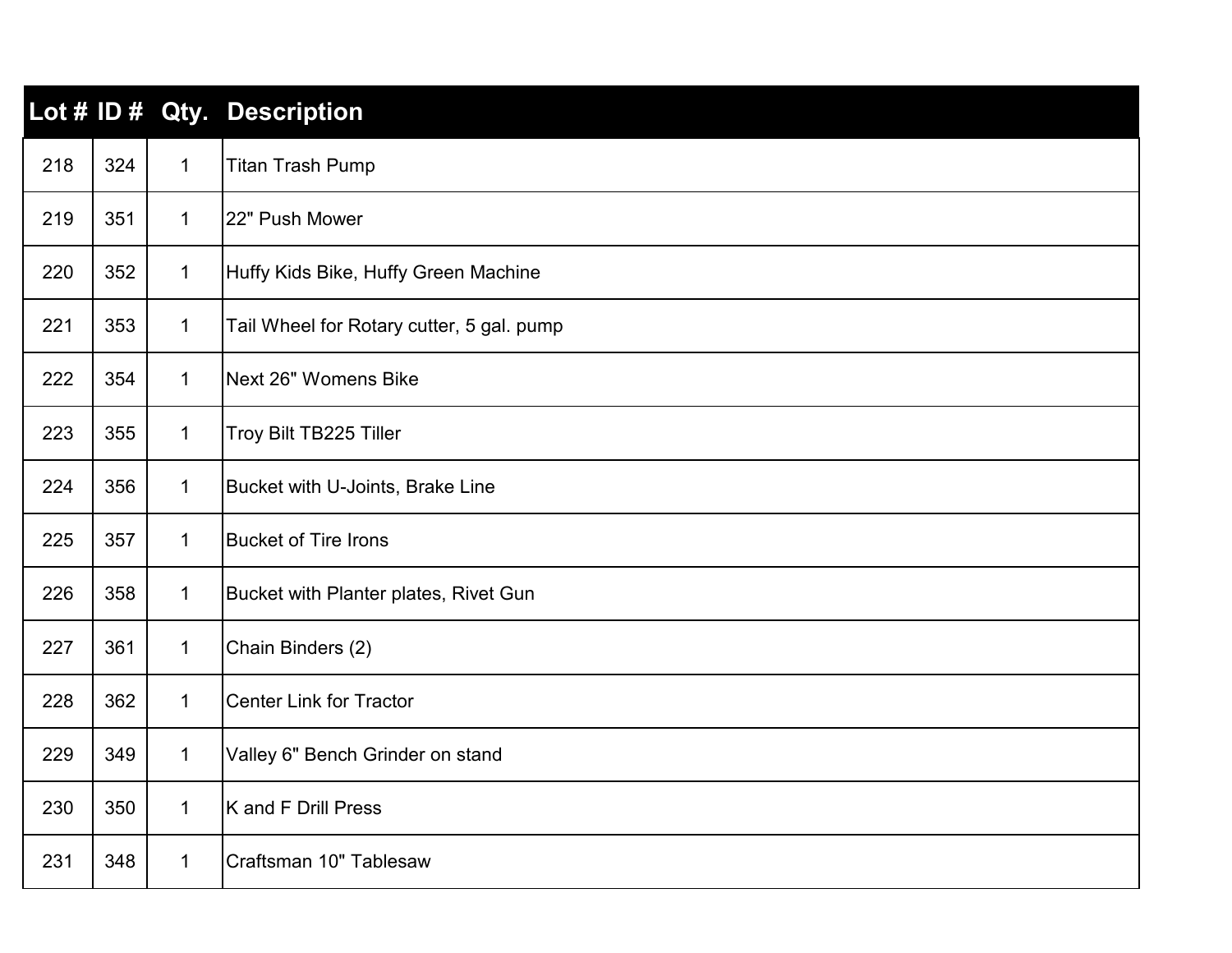| Lot # | ID # | Qty. | Description |
|---|---|---|---|
| 218 | 324 | 1 | Titan Trash Pump |
| 219 | 351 | 1 | 22" Push Mower |
| 220 | 352 | 1 | Huffy Kids Bike, Huffy Green Machine |
| 221 | 353 | 1 | Tail Wheel for Rotary cutter, 5 gal. pump |
| 222 | 354 | 1 | Next 26" Womens Bike |
| 223 | 355 | 1 | Troy Bilt TB225 Tiller |
| 224 | 356 | 1 | Bucket with U-Joints, Brake Line |
| 225 | 357 | 1 | Bucket of Tire Irons |
| 226 | 358 | 1 | Bucket with Planter plates, Rivet Gun |
| 227 | 361 | 1 | Chain Binders (2) |
| 228 | 362 | 1 | Center Link for Tractor |
| 229 | 349 | 1 | Valley 6" Bench Grinder on stand |
| 230 | 350 | 1 | K and F Drill Press |
| 231 | 348 | 1 | Craftsman 10" Tablesaw |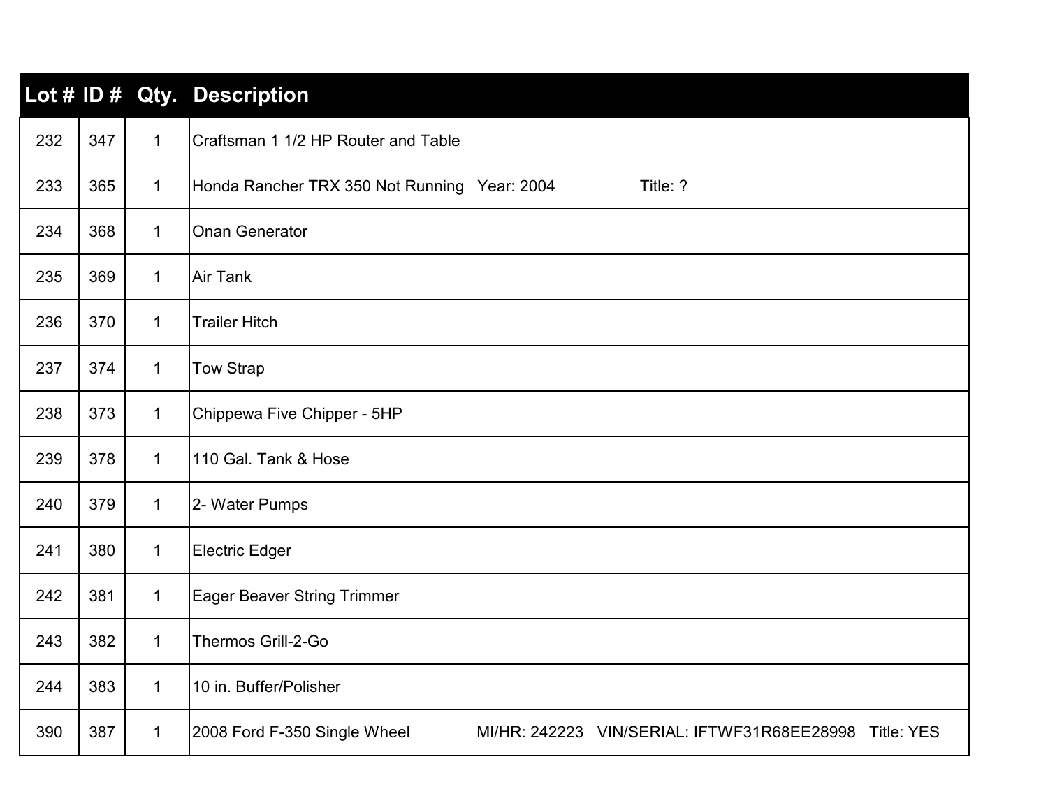| Lot # | ID # | Qty. | Description |
|---|---|---|---|
| 232 | 347 | 1 | Craftsman 1 1/2 HP Router and Table |
| 233 | 365 | 1 | Honda Rancher TRX 350 Not Running Year: 2004 Title: ? |
| 234 | 368 | 1 | Onan Generator |
| 235 | 369 | 1 | Air Tank |
| 236 | 370 | 1 | Trailer Hitch |
| 237 | 374 | 1 | Tow Strap |
| 238 | 373 | 1 | Chippewa Five Chipper - 5HP |
| 239 | 378 | 1 | 110 Gal. Tank & Hose |
| 240 | 379 | 1 | 2- Water Pumps |
| 241 | 380 | 1 | Electric Edger |
| 242 | 381 | 1 | Eager Beaver String Trimmer |
| 243 | 382 | 1 | Thermos Grill-2-Go |
| 244 | 383 | 1 | 10 in. Buffer/Polisher |
| 390 | 387 | 1 | 2008 Ford F-350 Single Wheel MI/HR: 242223 VIN/SERIAL: IFTWF31R68EE28998 Title: YES |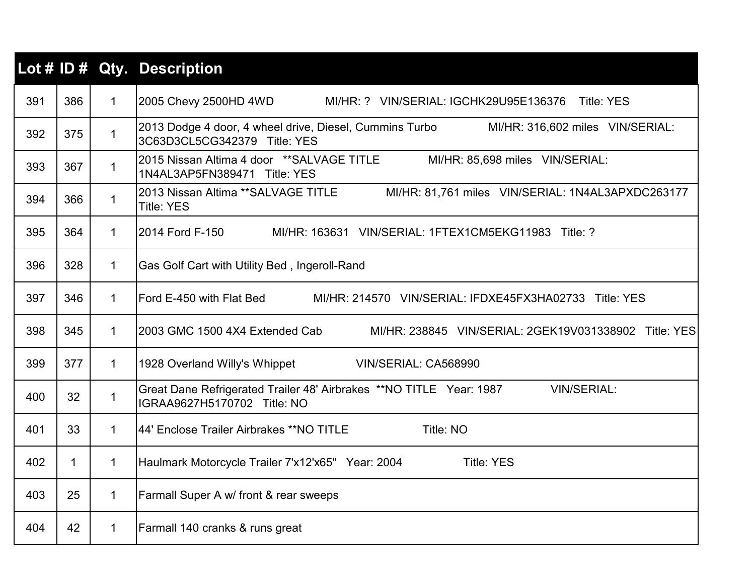| Lot # | ID # | Qty. | Description |
|---|---|---|---|
| 391 | 386 | 1 | 2005 Chevy 2500HD 4WD MI/HR: ? VIN/SERIAL: IGCHK29U95E136376 Title: YES |
| 392 | 375 | 1 | 2013 Dodge 4 door, 4 wheel drive, Diesel, Cummins Turbo MI/HR: 316,602 miles VIN/SERIAL: 3C63D3CL5CG342379 Title: YES |
| 393 | 367 | 1 | 2015 Nissan Altima 4 door **SALVAGE TITLE MI/HR: 85,698 miles VIN/SERIAL: 1N4AL3AP5FN389471 Title: YES |
| 394 | 366 | 1 | 2013 Nissan Altima **SALVAGE TITLE MI/HR: 81,761 miles VIN/SERIAL: 1N4AL3APXDC263177 Title: YES |
| 395 | 364 | 1 | 2014 Ford F-150 MI/HR: 163631 VIN/SERIAL: 1FTEX1CM5EKG11983 Title: ? |
| 396 | 328 | 1 | Gas Golf Cart with Utility Bed , Ingeroll-Rand |
| 397 | 346 | 1 | Ford E-450 with Flat Bed MI/HR: 214570 VIN/SERIAL: IFDXE45FX3HA02733 Title: YES |
| 398 | 345 | 1 | 2003 GMC 1500 4X4 Extended Cab MI/HR: 238845 VIN/SERIAL: 2GEK19V031338902 Title: YES |
| 399 | 377 | 1 | 1928 Overland Willy's Whippet VIN/SERIAL: CA568990 |
| 400 | 32 | 1 | Great Dane Refrigerated Trailer 48' Airbrakes **NO TITLE Year: 1987 VIN/SERIAL: IGRAA9627H5170702 Title: NO |
| 401 | 33 | 1 | 44' Enclose Trailer Airbrakes **NO TITLE Title: NO |
| 402 | 1 | 1 | Haulmark Motorcycle Trailer 7'x12'x65" Year: 2004 Title: YES |
| 403 | 25 | 1 | Farmall Super A w/ front & rear sweeps |
| 404 | 42 | 1 | Farmall 140 cranks & runs great |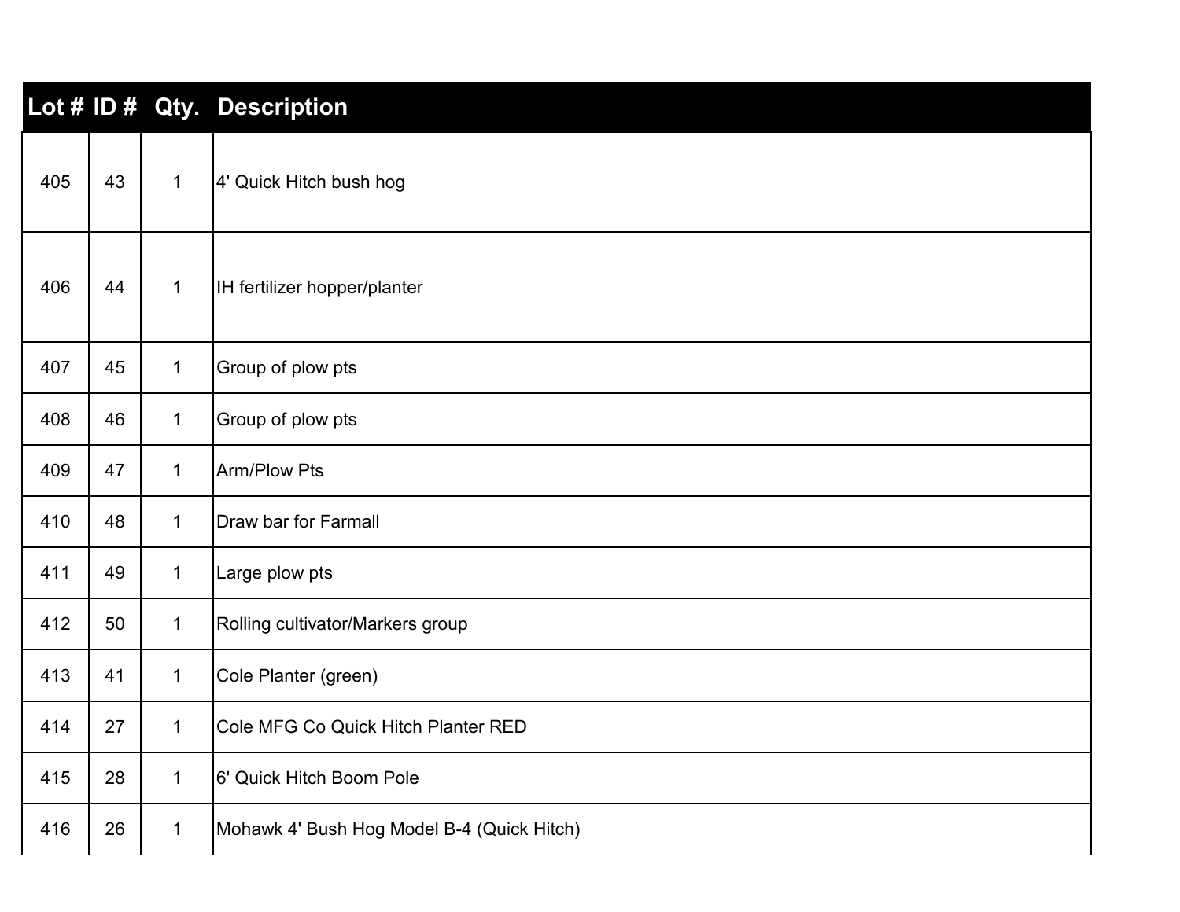| Lot # | ID # | Qty. | Description |
|---|---|---|---|
| 405 | 43 | 1 | 4' Quick Hitch bush hog |
| 406 | 44 | 1 | IH fertilizer hopper/planter |
| 407 | 45 | 1 | Group of plow pts |
| 408 | 46 | 1 | Group of plow pts |
| 409 | 47 | 1 | Arm/Plow Pts |
| 410 | 48 | 1 | Draw bar for Farmall |
| 411 | 49 | 1 | Large plow pts |
| 412 | 50 | 1 | Rolling cultivator/Markers group |
| 413 | 41 | 1 | Cole Planter (green) |
| 414 | 27 | 1 | Cole MFG Co Quick Hitch Planter RED |
| 415 | 28 | 1 | 6' Quick Hitch Boom Pole |
| 416 | 26 | 1 | Mohawk 4' Bush Hog Model B-4 (Quick Hitch) |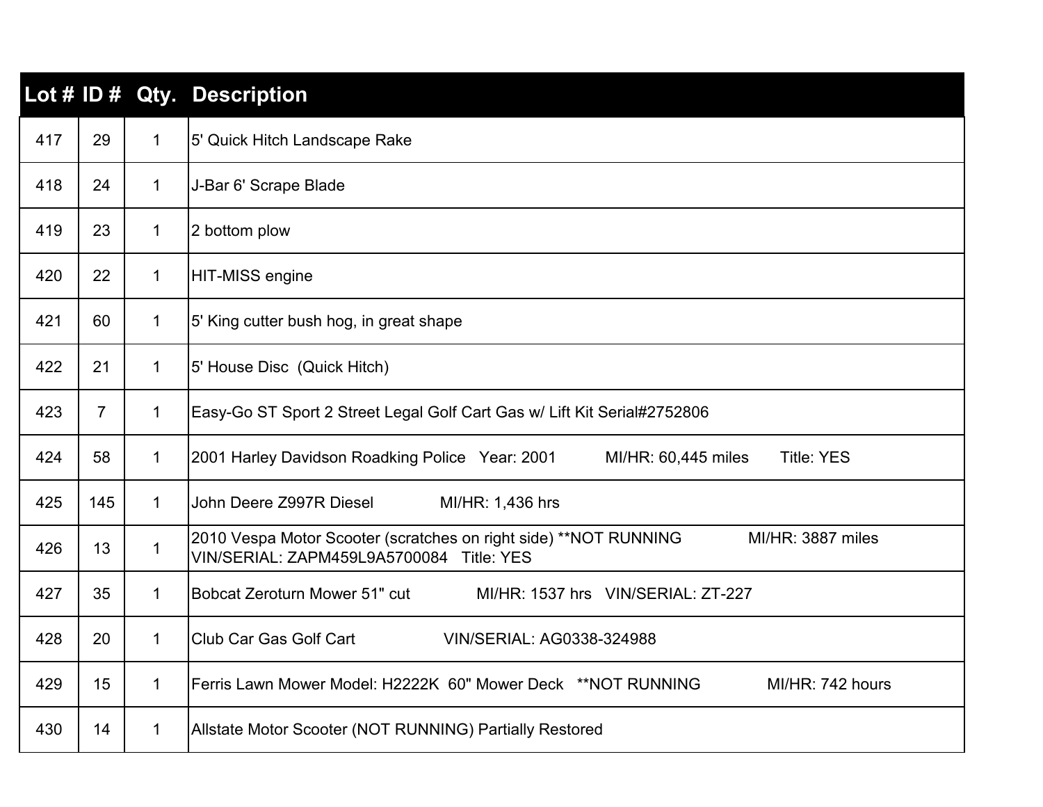| Lot # | ID # | Qty. | Description |
|---|---|---|---|
| 417 | 29 | 1 | 5' Quick Hitch Landscape Rake |
| 418 | 24 | 1 | J-Bar 6' Scrape Blade |
| 419 | 23 | 1 | 2 bottom plow |
| 420 | 22 | 1 | HIT-MISS engine |
| 421 | 60 | 1 | 5' King cutter bush hog, in great shape |
| 422 | 21 | 1 | 5' House Disc (Quick Hitch) |
| 423 | 7 | 1 | Easy-Go ST Sport 2 Street Legal Golf Cart Gas w/ Lift Kit Serial#2752806 |
| 424 | 58 | 1 | 2001 Harley Davidson Roadking Police Year: 2001 MI/HR: 60,445 miles Title: YES |
| 425 | 145 | 1 | John Deere Z997R Diesel MI/HR: 1,436 hrs |
| 426 | 13 | 1 | 2010 Vespa Motor Scooter (scratches on right side) **NOT RUNNING MI/HR: 3887 miles VIN/SERIAL: ZAPM459L9A5700084 Title: YES |
| 427 | 35 | 1 | Bobcat Zeroturn Mower 51" cut MI/HR: 1537 hrs VIN/SERIAL: ZT-227 |
| 428 | 20 | 1 | Club Car Gas Golf Cart VIN/SERIAL: AG0338-324988 |
| 429 | 15 | 1 | Ferris Lawn Mower Model: H2222K 60" Mower Deck **NOT RUNNING MI/HR: 742 hours |
| 430 | 14 | 1 | Allstate Motor Scooter (NOT RUNNING) Partially Restored |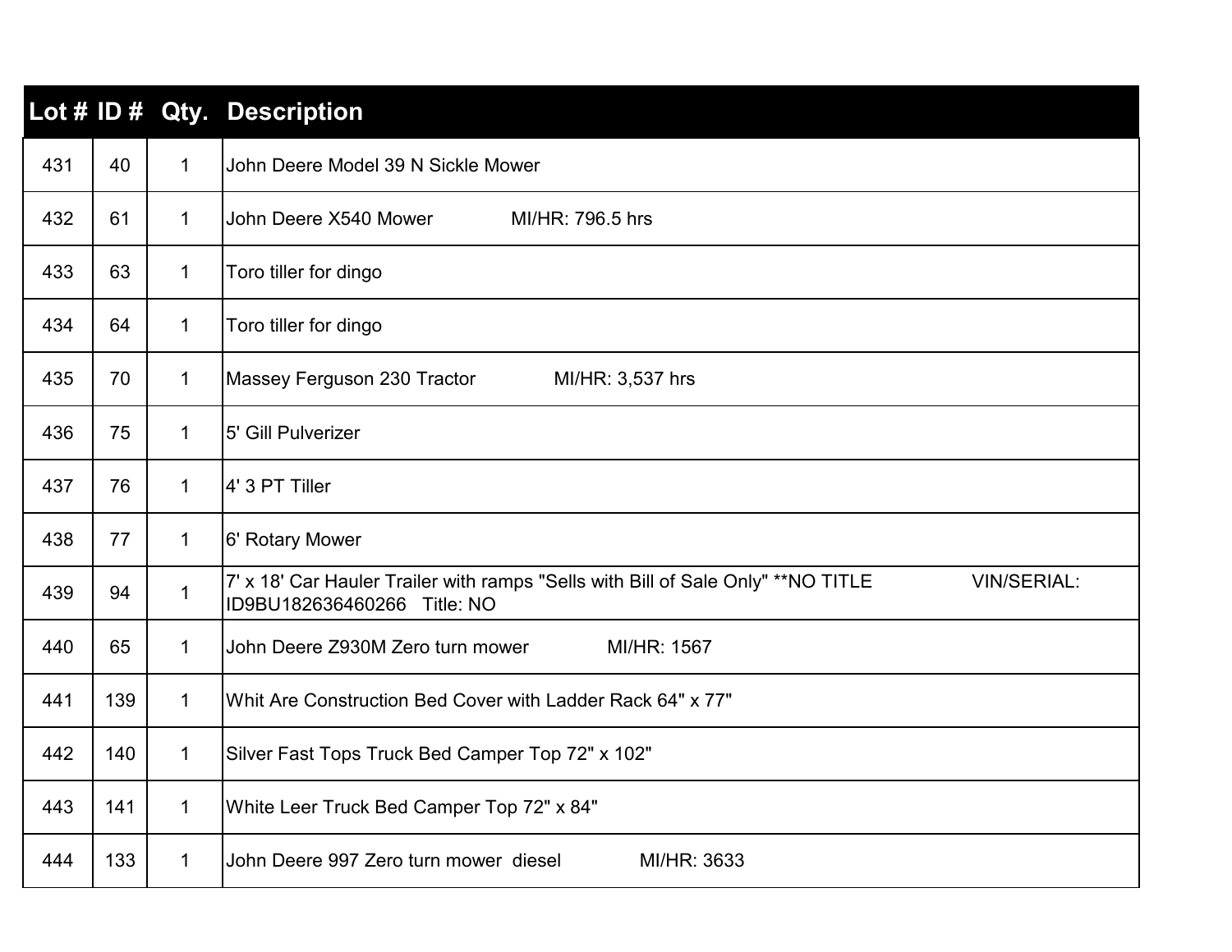| Lot # | ID # | Qty. | Description |
|---|---|---|---|
| 431 | 40 | 1 | John Deere Model 39 N Sickle Mower |
| 432 | 61 | 1 | John Deere X540 Mower MI/HR: 796.5 hrs |
| 433 | 63 | 1 | Toro tiller for dingo |
| 434 | 64 | 1 | Toro tiller for dingo |
| 435 | 70 | 1 | Massey Ferguson 230 Tractor MI/HR: 3,537 hrs |
| 436 | 75 | 1 | 5' Gill Pulverizer |
| 437 | 76 | 1 | 4' 3 PT Tiller |
| 438 | 77 | 1 | 6' Rotary Mower |
| 439 | 94 | 1 | 7' x 18' Car Hauler Trailer with ramps "Sells with Bill of Sale Only" **NO TITLE VIN/SERIAL: ID9BU182636460266 Title: NO |
| 440 | 65 | 1 | John Deere Z930M Zero turn mower MI/HR: 1567 |
| 441 | 139 | 1 | Whit Are Construction Bed Cover with Ladder Rack 64" x 77" |
| 442 | 140 | 1 | Silver Fast Tops Truck Bed Camper Top 72" x 102" |
| 443 | 141 | 1 | White Leer Truck Bed Camper Top 72" x 84" |
| 444 | 133 | 1 | John Deere 997 Zero turn mower diesel MI/HR: 3633 |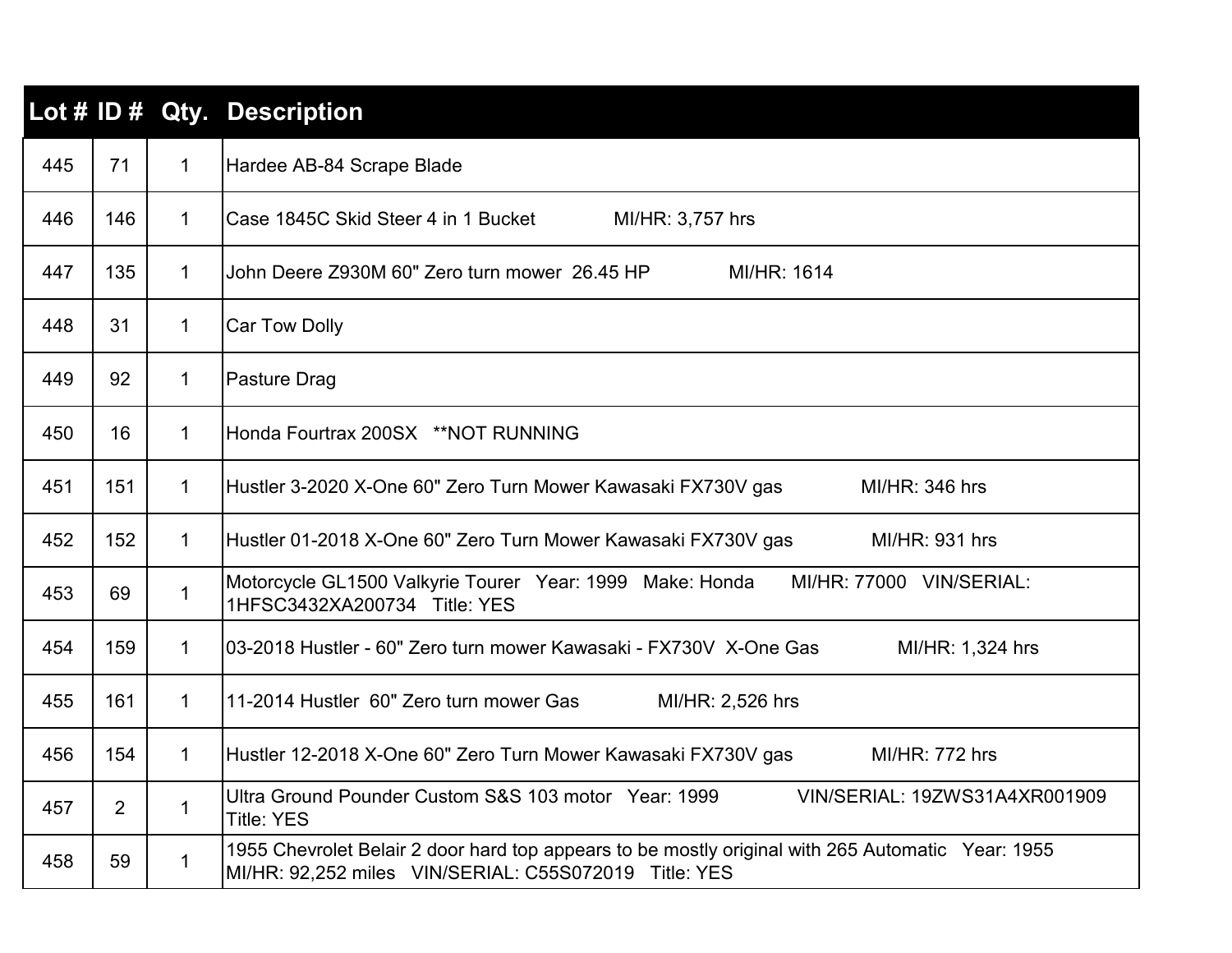| Lot # | ID # | Qty. | Description |
|---|---|---|---|
| 445 | 71 | 1 | Hardee AB-84 Scrape Blade |
| 446 | 146 | 1 | Case 1845C Skid Steer 4 in 1 Bucket MI/HR: 3,757 hrs |
| 447 | 135 | 1 | John Deere Z930M 60" Zero turn mower 26.45 HP MI/HR: 1614 |
| 448 | 31 | 1 | Car Tow Dolly |
| 449 | 92 | 1 | Pasture Drag |
| 450 | 16 | 1 | Honda Fourtrax 200SX **NOT RUNNING |
| 451 | 151 | 1 | Hustler 3-2020 X-One 60" Zero Turn Mower Kawasaki FX730V gas MI/HR: 346 hrs |
| 452 | 152 | 1 | Hustler 01-2018 X-One 60" Zero Turn Mower Kawasaki FX730V gas MI/HR: 931 hrs |
| 453 | 69 | 1 | Motorcycle GL1500 Valkyrie Tourer Year: 1999 Make: Honda MI/HR: 77000 VIN/SERIAL: 1HFSC3432XA200734 Title: YES |
| 454 | 159 | 1 | 03-2018 Hustler - 60" Zero turn mower Kawasaki - FX730V X-One Gas MI/HR: 1,324 hrs |
| 455 | 161 | 1 | 11-2014 Hustler 60" Zero turn mower Gas MI/HR: 2,526 hrs |
| 456 | 154 | 1 | Hustler 12-2018 X-One 60" Zero Turn Mower Kawasaki FX730V gas MI/HR: 772 hrs |
| 457 | 2 | 1 | Ultra Ground Pounder Custom S&S 103 motor Year: 1999 VIN/SERIAL: 19ZWS31A4XR001909 Title: YES |
| 458 | 59 | 1 | 1955 Chevrolet Belair 2 door hard top appears to be mostly original with 265 Automatic Year: 1955 MI/HR: 92,252 miles VIN/SERIAL: C55S072019 Title: YES |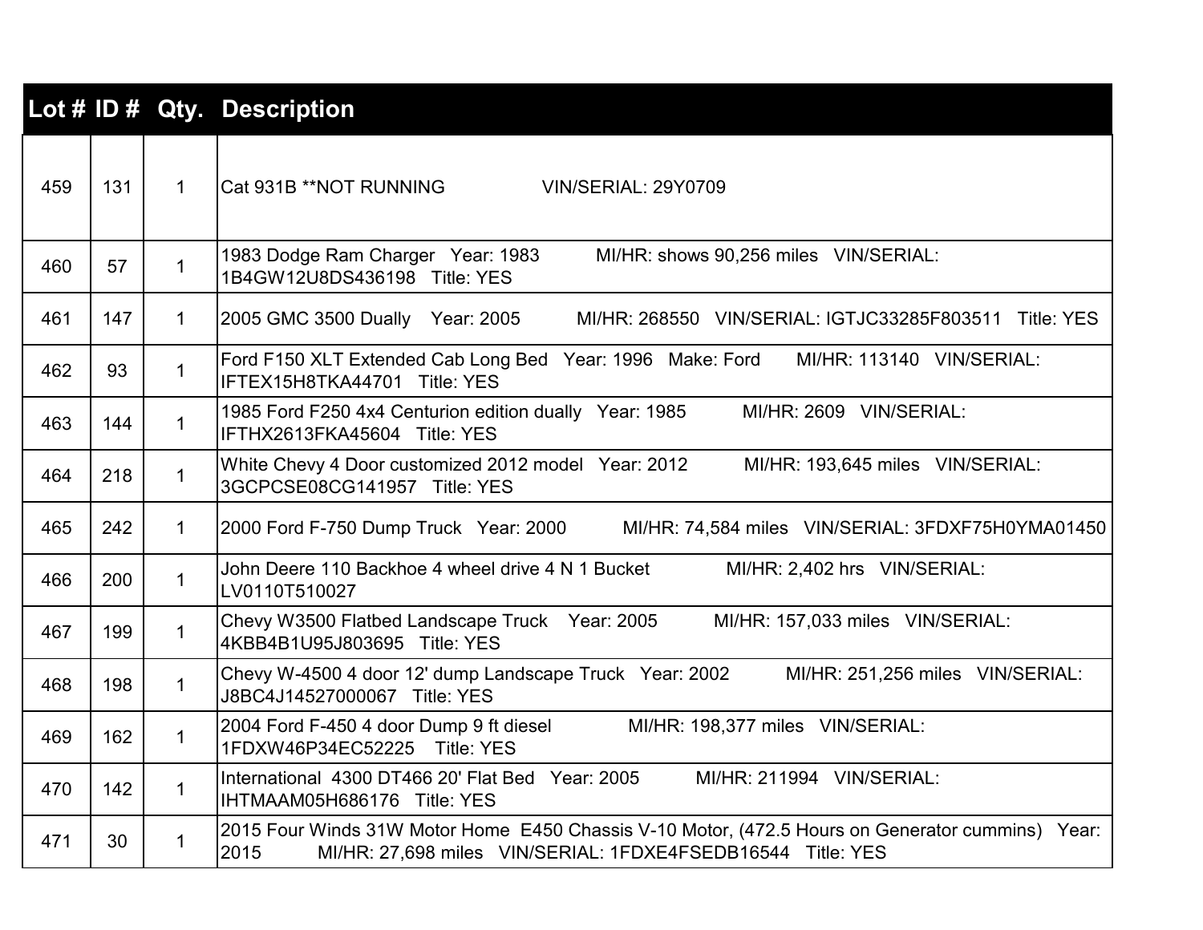| Lot # | ID # | Qty. | Description |
|---|---|---|---|
| 459 | 131 | 1 | Cat 931B **NOT RUNNING VIN/SERIAL: 29Y0709 |
| 460 | 57 | 1 | 1983 Dodge Ram Charger Year: 1983 MI/HR: shows 90,256 miles VIN/SERIAL: 1B4GW12U8DS436198 Title: YES |
| 461 | 147 | 1 | 2005 GMC 3500 Dually Year: 2005 MI/HR: 268550 VIN/SERIAL: IGTJC33285F803511 Title: YES |
| 462 | 93 | 1 | Ford F150 XLT Extended Cab Long Bed Year: 1996 Make: Ford MI/HR: 113140 VIN/SERIAL: IFTEX15H8TKA44701 Title: YES |
| 463 | 144 | 1 | 1985 Ford F250 4x4 Centurion edition dually Year: 1985 MI/HR: 2609 VIN/SERIAL: IFTHX2613FKA45604 Title: YES |
| 464 | 218 | 1 | White Chevy 4 Door customized 2012 model Year: 2012 MI/HR: 193,645 miles VIN/SERIAL: 3GCPCSE08CG141957 Title: YES |
| 465 | 242 | 1 | 2000 Ford F-750 Dump Truck Year: 2000 MI/HR: 74,584 miles VIN/SERIAL: 3FDXF75H0YMA01450 |
| 466 | 200 | 1 | John Deere 110 Backhoe 4 wheel drive 4 N 1 Bucket MI/HR: 2,402 hrs VIN/SERIAL: LV0110T510027 |
| 467 | 199 | 1 | Chevy W3500 Flatbed Landscape Truck Year: 2005 MI/HR: 157,033 miles VIN/SERIAL: 4KBB4B1U95J803695 Title: YES |
| 468 | 198 | 1 | Chevy W-4500 4 door 12' dump Landscape Truck Year: 2002 MI/HR: 251,256 miles VIN/SERIAL: J8BC4J14527000067 Title: YES |
| 469 | 162 | 1 | 2004 Ford F-450 4 door Dump 9 ft diesel MI/HR: 198,377 miles VIN/SERIAL: 1FDXW46P34EC52225 Title: YES |
| 470 | 142 | 1 | International 4300 DT466 20' Flat Bed Year: 2005 MI/HR: 211994 VIN/SERIAL: IHTMAAM05H686176 Title: YES |
| 471 | 30 | 1 | 2015 Four Winds 31W Motor Home E450 Chassis V-10 Motor, (472.5 Hours on Generator cummins) Year: 2015 MI/HR: 27,698 miles VIN/SERIAL: 1FDXE4FSEDB16544 Title: YES |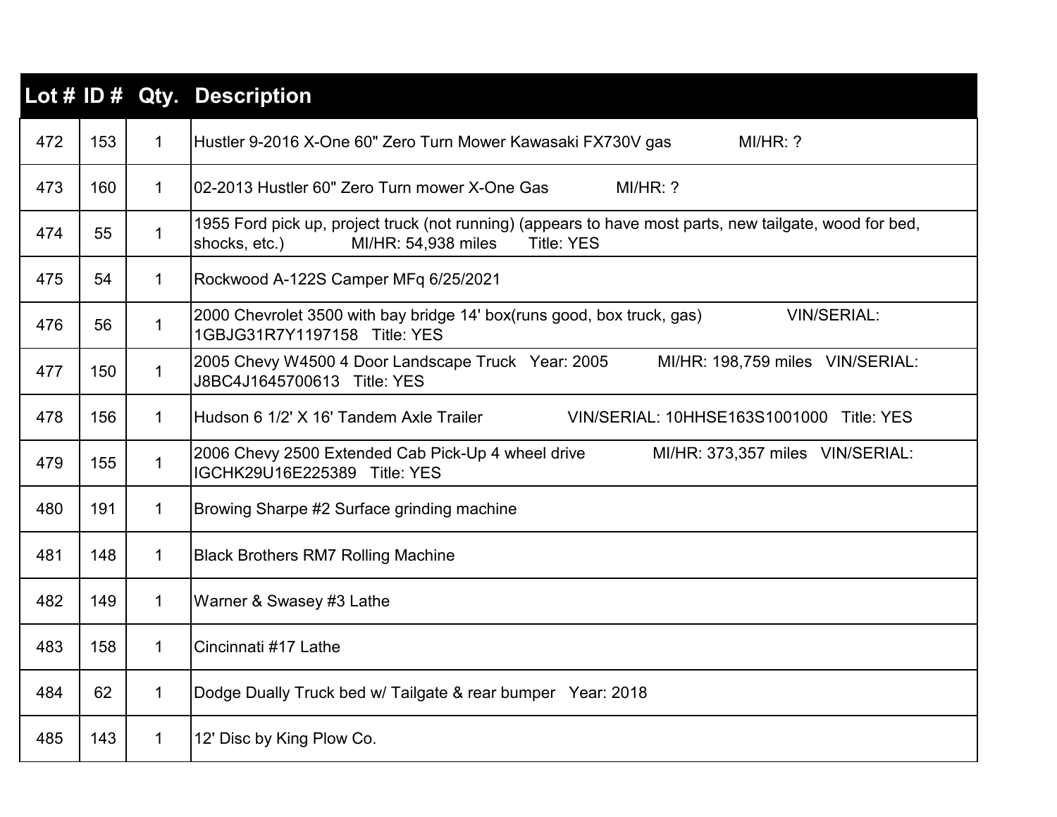| Lot # | ID # | Qty. | Description |
|---|---|---|---|
| 472 | 153 | 1 | Hustler 9-2016 X-One 60" Zero Turn Mower Kawasaki FX730V gas MI/HR: ? |
| 473 | 160 | 1 | 02-2013 Hustler 60" Zero Turn mower X-One Gas MI/HR: ? |
| 474 | 55 | 1 | 1955 Ford pick up, project truck (not running) (appears to have most parts, new tailgate, wood for bed, shocks, etc.) MI/HR: 54,938 miles Title: YES |
| 475 | 54 | 1 | Rockwood A-122S Camper MFq 6/25/2021 |
| 476 | 56 | 1 | 2000 Chevrolet 3500 with bay bridge 14' box(runs good, box truck, gas) VIN/SERIAL: 1GBJG31R7Y1197158 Title: YES |
| 477 | 150 | 1 | 2005 Chevy W4500 4 Door Landscape Truck Year: 2005 MI/HR: 198,759 miles VIN/SERIAL: J8BC4J1645700613 Title: YES |
| 478 | 156 | 1 | Hudson 6 1/2' X 16' Tandem Axle Trailer VIN/SERIAL: 10HHSE163S1001000 Title: YES |
| 479 | 155 | 1 | 2006 Chevy 2500 Extended Cab Pick-Up 4 wheel drive MI/HR: 373,357 miles VIN/SERIAL: IGCHK29U16E225389 Title: YES |
| 480 | 191 | 1 | Browing Sharpe #2 Surface grinding machine |
| 481 | 148 | 1 | Black Brothers RM7 Rolling Machine |
| 482 | 149 | 1 | Warner & Swasey #3 Lathe |
| 483 | 158 | 1 | Cincinnati #17 Lathe |
| 484 | 62 | 1 | Dodge Dually Truck bed w/ Tailgate & rear bumper Year: 2018 |
| 485 | 143 | 1 | 12' Disc by King Plow Co. |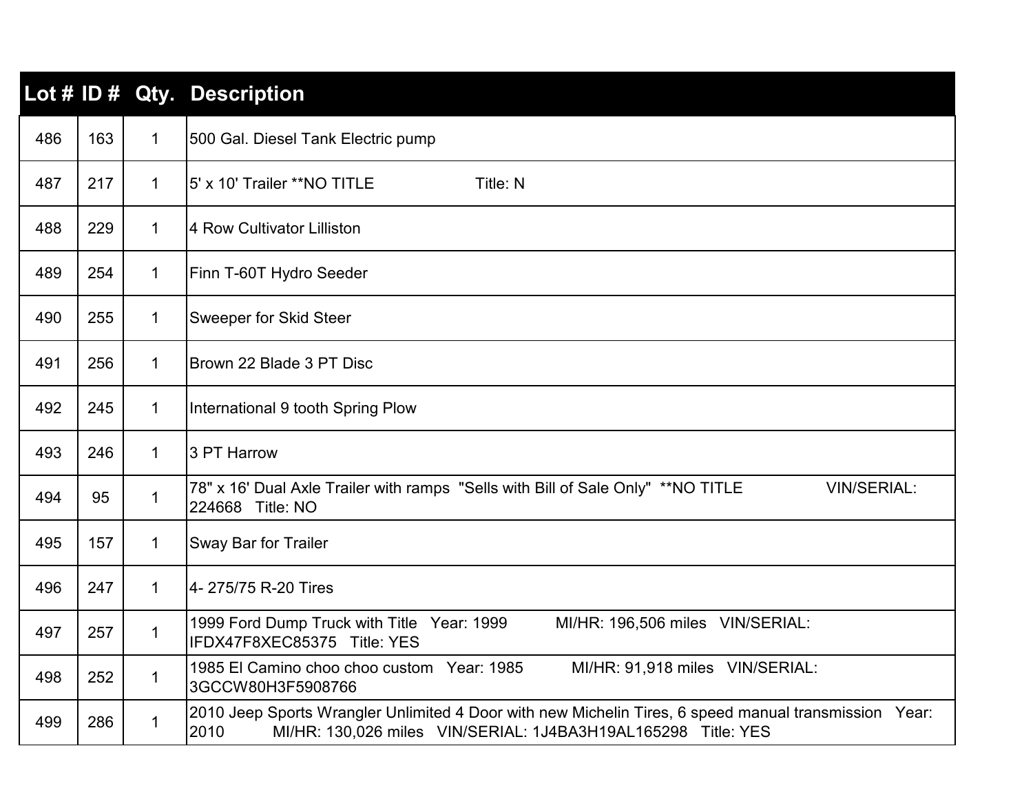| Lot # | ID # | Qty. | Description |
|---|---|---|---|
| 486 | 163 | 1 | 500 Gal. Diesel Tank Electric pump |
| 487 | 217 | 1 | 5' x 10' Trailer **NO TITLE Title: N |
| 488 | 229 | 1 | 4 Row Cultivator Lilliston |
| 489 | 254 | 1 | Finn T-60T Hydro Seeder |
| 490 | 255 | 1 | Sweeper for Skid Steer |
| 491 | 256 | 1 | Brown 22 Blade 3 PT Disc |
| 492 | 245 | 1 | International 9 tooth Spring Plow |
| 493 | 246 | 1 | 3 PT Harrow |
| 494 | 95 | 1 | 78" x 16' Dual Axle Trailer with ramps "Sells with Bill of Sale Only" **NO TITLE VIN/SERIAL: 224668 Title: NO |
| 495 | 157 | 1 | Sway Bar for Trailer |
| 496 | 247 | 1 | 4- 275/75 R-20 Tires |
| 497 | 257 | 1 | 1999 Ford Dump Truck with Title Year: 1999 MI/HR: 196,506 miles VIN/SERIAL: IFDX47F8XEC85375 Title: YES |
| 498 | 252 | 1 | 1985 El Camino choo choo custom Year: 1985 MI/HR: 91,918 miles VIN/SERIAL: 3GCCW80H3F5908766 |
| 499 | 286 | 1 | 2010 Jeep Sports Wrangler Unlimited 4 Door with new Michelin Tires, 6 speed manual transmission Year: 2010 MI/HR: 130,026 miles VIN/SERIAL: 1J4BA3H19AL165298 Title: YES |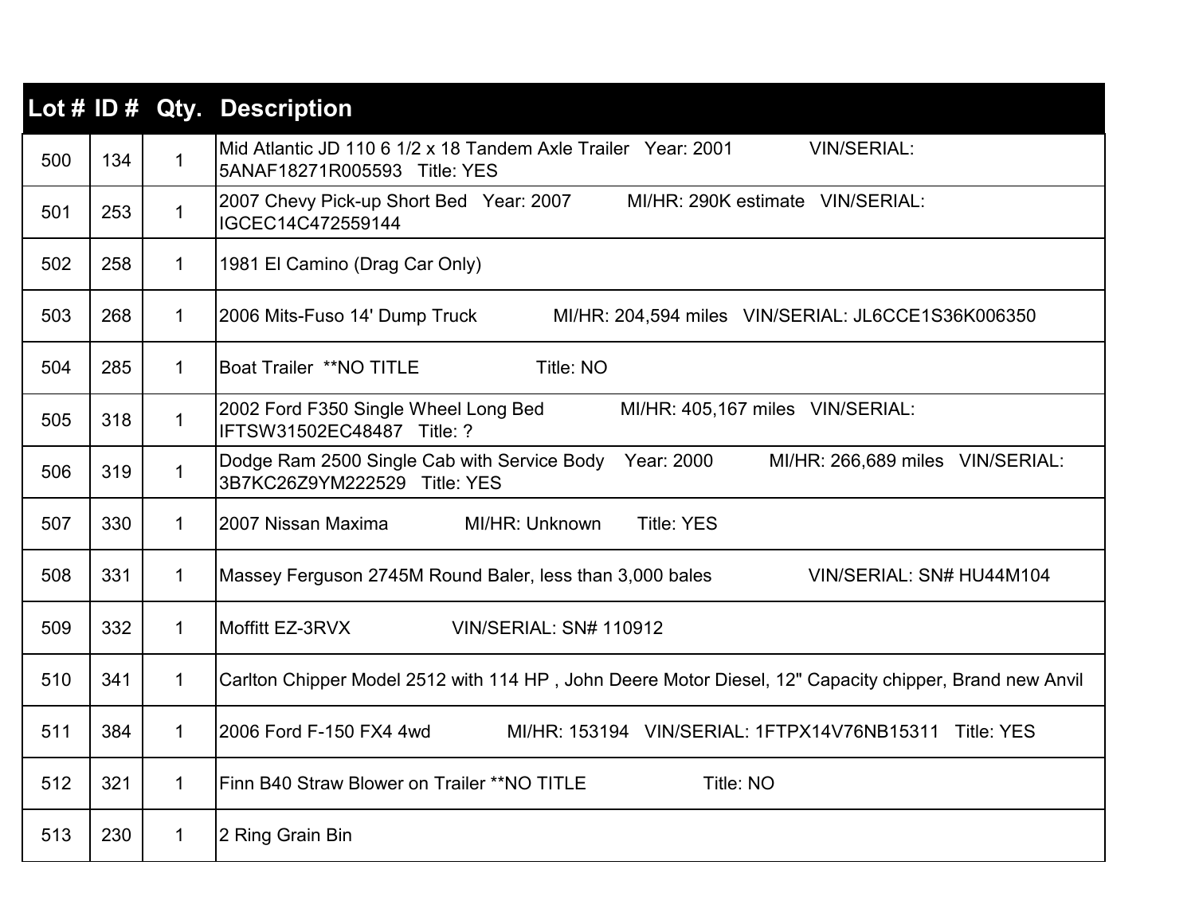| Lot # | ID # | Qty. | Description |
|---|---|---|---|
| 500 | 134 | 1 | Mid Atlantic JD 110 6 1/2 x 18 Tandem Axle Trailer Year: 2001 VIN/SERIAL: 5ANAF18271R005593 Title: YES |
| 501 | 253 | 1 | 2007 Chevy Pick-up Short Bed Year: 2007 MI/HR: 290K estimate VIN/SERIAL: IGCEC14C472559144 |
| 502 | 258 | 1 | 1981 El Camino (Drag Car Only) |
| 503 | 268 | 1 | 2006 Mits-Fuso 14' Dump Truck MI/HR: 204,594 miles VIN/SERIAL: JL6CCE1S36K006350 |
| 504 | 285 | 1 | Boat Trailer **NO TITLE Title: NO |
| 505 | 318 | 1 | 2002 Ford F350 Single Wheel Long Bed MI/HR: 405,167 miles VIN/SERIAL: IFTSW31502EC48487 Title: ? |
| 506 | 319 | 1 | Dodge Ram 2500 Single Cab with Service Body Year: 2000 MI/HR: 266,689 miles VIN/SERIAL: 3B7KC26Z9YM222529 Title: YES |
| 507 | 330 | 1 | 2007 Nissan Maxima MI/HR: Unknown Title: YES |
| 508 | 331 | 1 | Massey Ferguson 2745M Round Baler, less than 3,000 bales VIN/SERIAL: SN# HU44M104 |
| 509 | 332 | 1 | Moffitt EZ-3RVX VIN/SERIAL: SN# 110912 |
| 510 | 341 | 1 | Carlton Chipper Model 2512 with 114 HP , John Deere Motor Diesel, 12" Capacity chipper, Brand new Anvil |
| 511 | 384 | 1 | 2006 Ford F-150 FX4 4wd MI/HR: 153194 VIN/SERIAL: 1FTPX14V76NB15311 Title: YES |
| 512 | 321 | 1 | Finn B40 Straw Blower on Trailer **NO TITLE Title: NO |
| 513 | 230 | 1 | 2 Ring Grain Bin |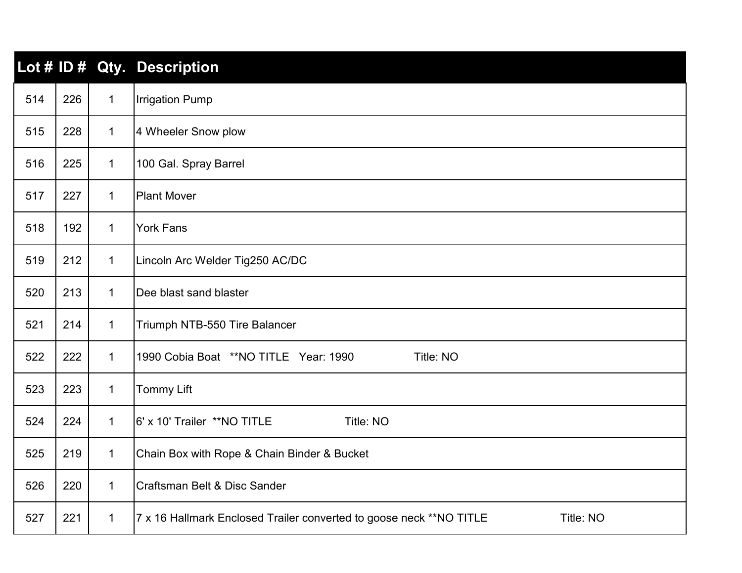| Lot # | ID # | Qty. | Description |
| --- | --- | --- | --- |
| 514 | 226 | 1 | Irrigation Pump |
| 515 | 228 | 1 | 4 Wheeler Snow plow |
| 516 | 225 | 1 | 100 Gal. Spray Barrel |
| 517 | 227 | 1 | Plant Mover |
| 518 | 192 | 1 | York Fans |
| 519 | 212 | 1 | Lincoln Arc Welder Tig250 AC/DC |
| 520 | 213 | 1 | Dee blast sand blaster |
| 521 | 214 | 1 | Triumph NTB-550 Tire Balancer |
| 522 | 222 | 1 | 1990 Cobia Boat **NO TITLE Year: 1990 Title: NO |
| 523 | 223 | 1 | Tommy Lift |
| 524 | 224 | 1 | 6' x 10' Trailer **NO TITLE Title: NO |
| 525 | 219 | 1 | Chain Box with Rope & Chain Binder & Bucket |
| 526 | 220 | 1 | Craftsman Belt & Disc Sander |
| 527 | 221 | 1 | 7 x 16 Hallmark Enclosed Trailer converted to goose neck **NO TITLE Title: NO |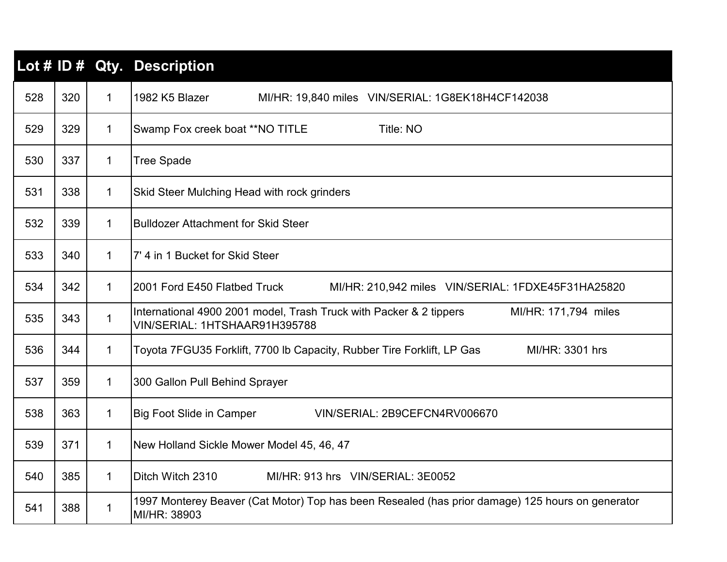| Lot # | ID # | Qty. | Description |
|---|---|---|---|
| 528 | 320 | 1 | 1982 K5 Blazer MI/HR: 19,840 miles VIN/SERIAL: 1G8EK18H4CF142038 |
| 529 | 329 | 1 | Swamp Fox creek boat **NO TITLE Title: NO |
| 530 | 337 | 1 | Tree Spade |
| 531 | 338 | 1 | Skid Steer Mulching Head with rock grinders |
| 532 | 339 | 1 | Bulldozer Attachment for Skid Steer |
| 533 | 340 | 1 | 7' 4 in 1 Bucket for Skid Steer |
| 534 | 342 | 1 | 2001 Ford E450 Flatbed Truck MI/HR: 210,942 miles VIN/SERIAL: 1FDXE45F31HA25820 |
| 535 | 343 | 1 | International 4900 2001 model, Trash Truck with Packer & 2 tippers MI/HR: 171,794 miles VIN/SERIAL: 1HTSHAAR91H395788 |
| 536 | 344 | 1 | Toyota 7FGU35 Forklift, 7700 lb Capacity, Rubber Tire Forklift, LP Gas MI/HR: 3301 hrs |
| 537 | 359 | 1 | 300 Gallon Pull Behind Sprayer |
| 538 | 363 | 1 | Big Foot Slide in Camper VIN/SERIAL: 2B9CEFCN4RV006670 |
| 539 | 371 | 1 | New Holland Sickle Mower Model 45, 46, 47 |
| 540 | 385 | 1 | Ditch Witch 2310 MI/HR: 913 hrs VIN/SERIAL: 3E0052 |
| 541 | 388 | 1 | 1997 Monterey Beaver (Cat Motor) Top has been Resealed (has prior damage) 125 hours on generator MI/HR: 38903 |